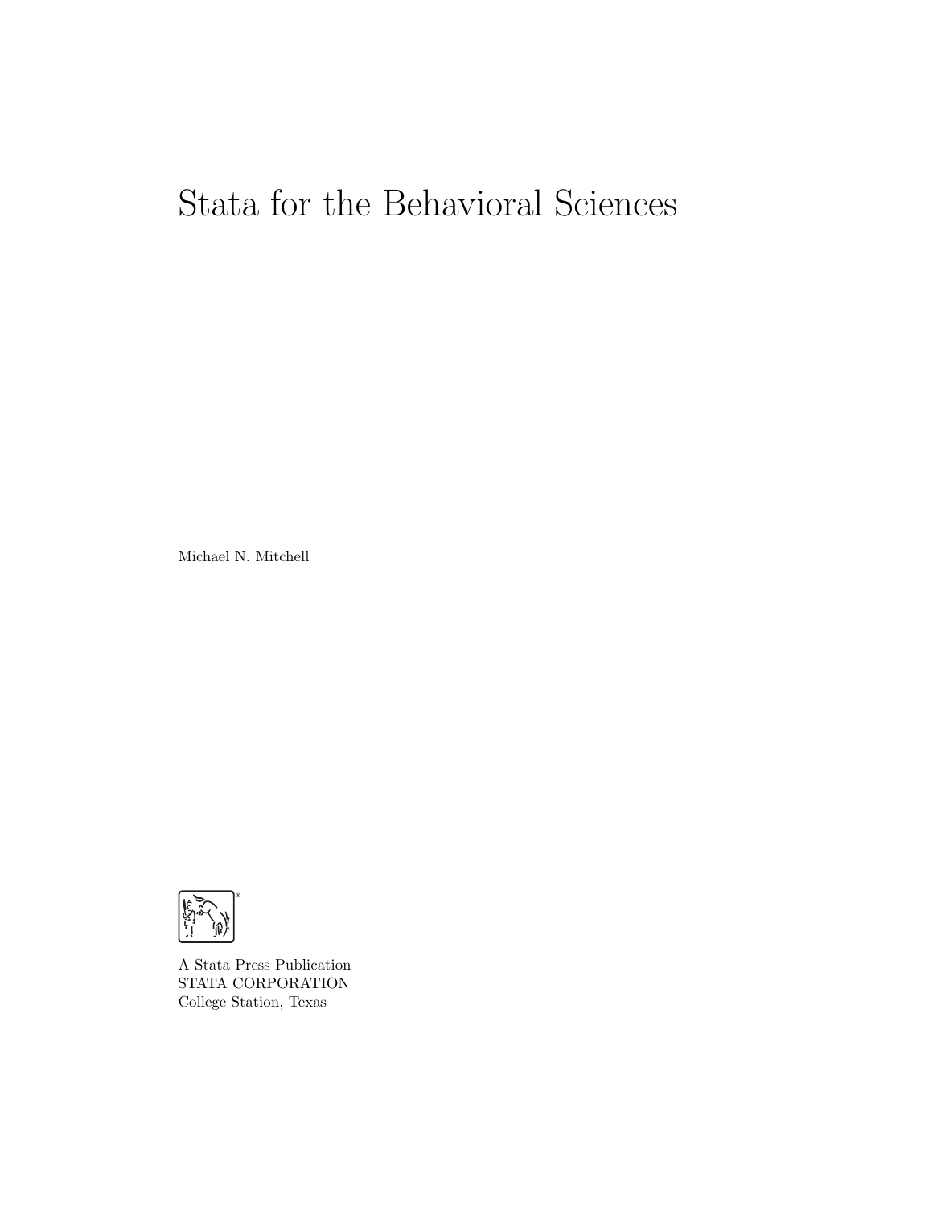# Stata for the Behavioral Sciences

Michael N. Mitchell

A Stata Press Publication
STATA CORPORATION
College Station, Texas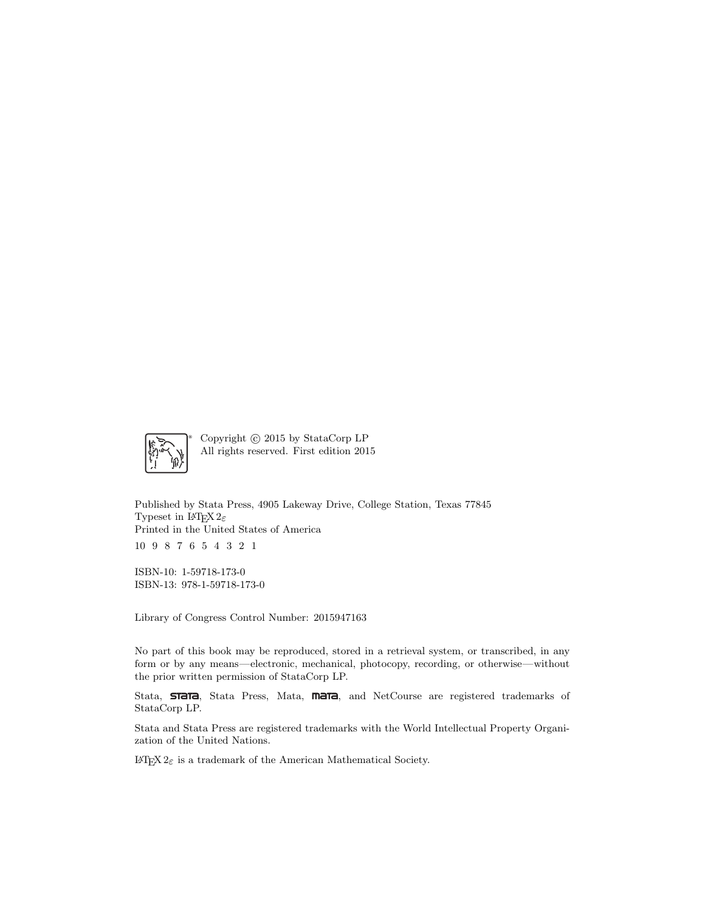Copyright © 2015 by StataCorp LP
All rights reserved. First edition 2015

Published by Stata Press, 4905 Lakeway Drive, College Station, Texas 77845
Typeset in $\LaTeX\,2_\varepsilon$
Printed in the United States of America

10 9 8 7 6 5 4 3 2 1

ISBN-10: 1-59718-173-0
ISBN-13: 978-1-59718-173-0

Library of Congress Control Number: 2015947163

No part of this book may be reproduced, stored in a retrieval system, or transcribed, in any form or by any means—electronic, mechanical, photocopy, recording, or otherwise—without the prior written permission of StataCorp LP.

Stata, **stata**, Stata Press, Mata, **mata**, and NetCourse are registered trademarks of StataCorp LP.

Stata and Stata Press are registered trademarks with the World Intellectual Property Organization of the United Nations.

$\LaTeX\,2_\varepsilon$ is a trademark of the American Mathematical Society.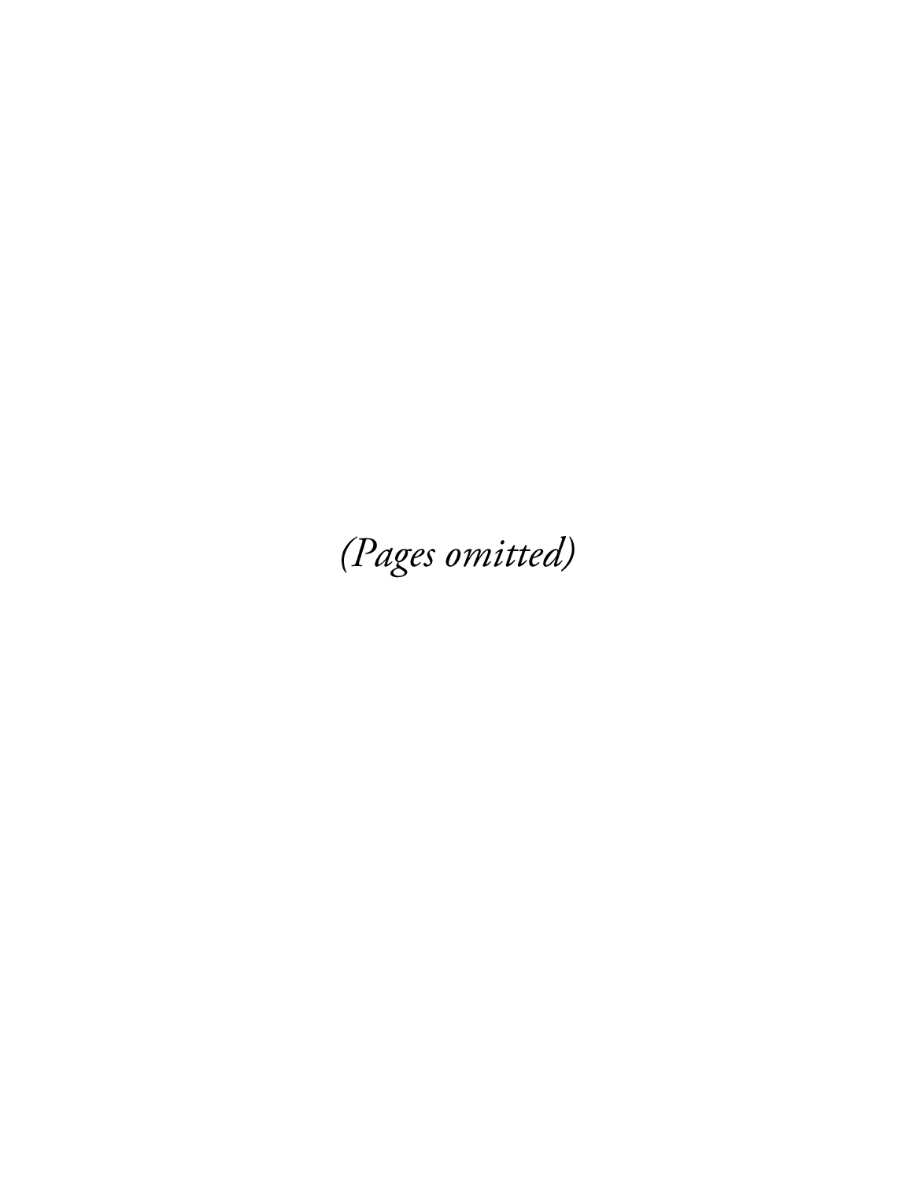*(Pages omitted)*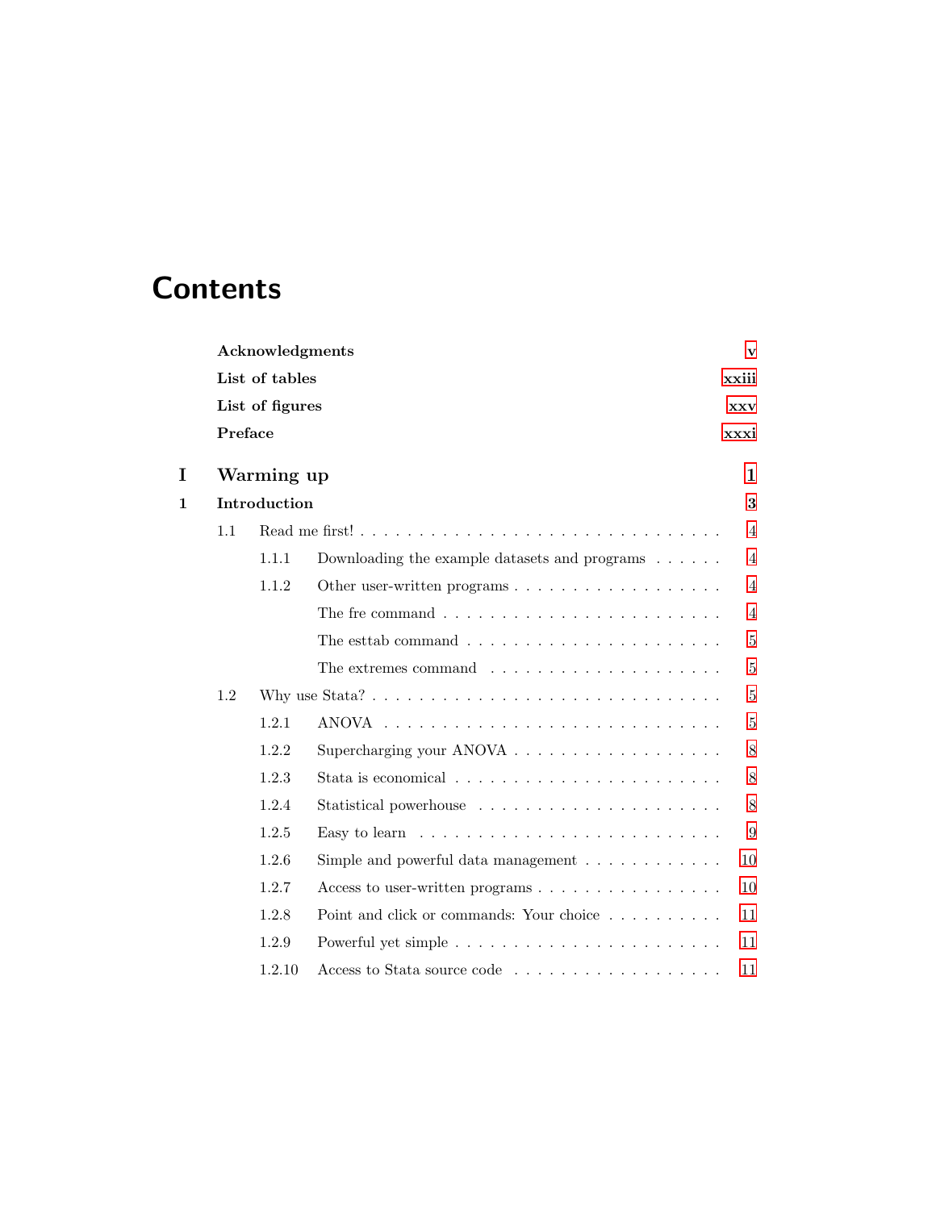# Contents

**Acknowledgments** v

**List of tables** xxiii

**List of figures** xxv

**Preface** xxxi

**I Warming up** 1

**1 Introduction** 3

- 1.1 Read me first! . . . . . . . . . . 4
  - 1.1.1 Downloading the example datasets and programs . . . . . . 4
  - 1.1.2 Other user-written programs . . . . . . . . . . 4
    - The fre command . . . . . . . . . . 4
    - The esttab command . . . . . . . . . . 5
    - The extremes command . . . . . . . . . . 5
- 1.2 Why use Stata? . . . . . . . . . . 5
  - 1.2.1 ANOVA . . . . . . . . . . 5
  - 1.2.2 Supercharging your ANOVA . . . . . . . . . . 8
  - 1.2.3 Stata is economical . . . . . . . . . . 8
  - 1.2.4 Statistical powerhouse . . . . . . . . . . 8
  - 1.2.5 Easy to learn . . . . . . . . . . 9
  - 1.2.6 Simple and powerful data management . . . . . . . . . . 10
  - 1.2.7 Access to user-written programs . . . . . . . . . . 10
  - 1.2.8 Point and click or commands: Your choice . . . . . . . . . . 11
  - 1.2.9 Powerful yet simple . . . . . . . . . . 11
  - 1.2.10 Access to Stata source code . . . . . . . . . . 11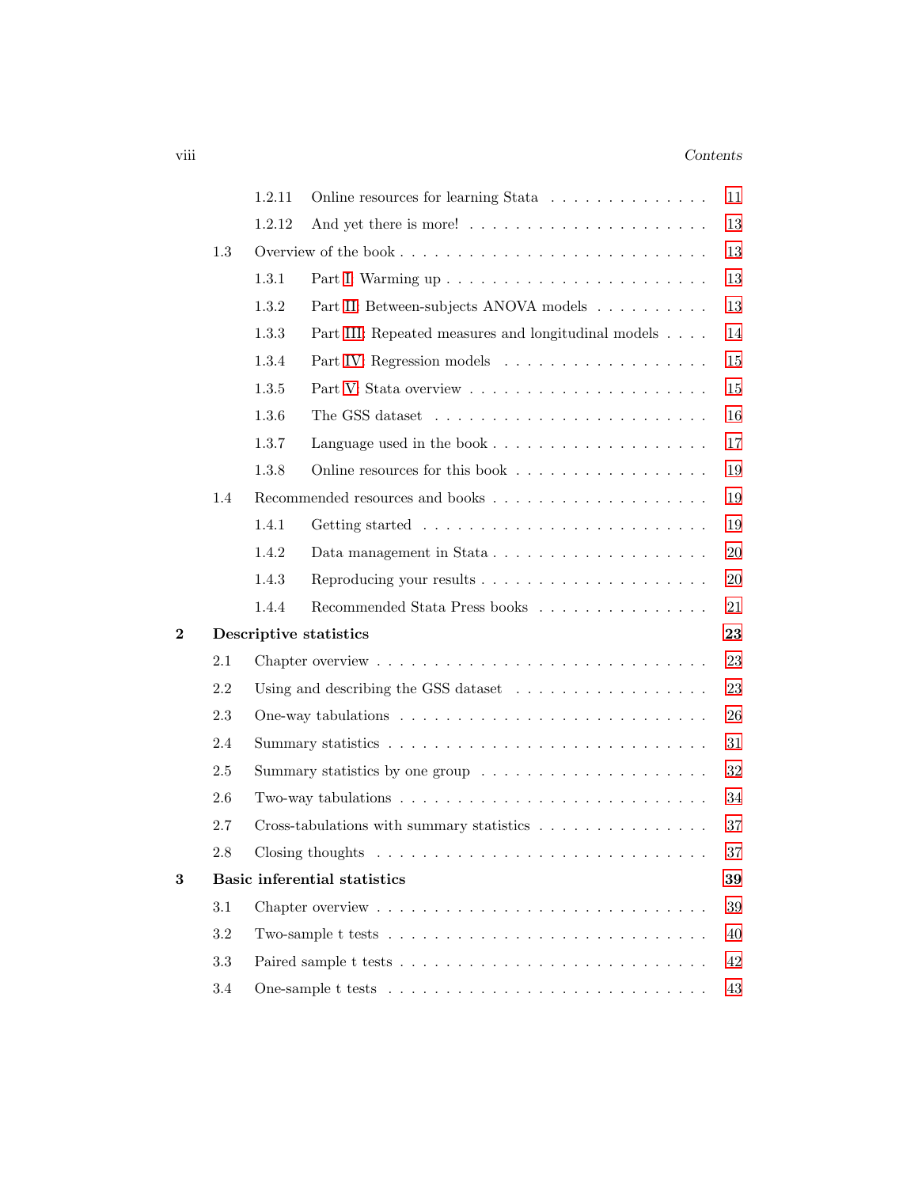| | | | |
|---|---|---|---|
| | 1.2.11 | Online resources for learning Stata | 11 |
| | 1.2.12 | And yet there is more! | 13 |
| 1.3 | | Overview of the book | 13 |
| | 1.3.1 | Part I: Warming up | 13 |
| | 1.3.2 | Part II: Between-subjects ANOVA models | 13 |
| | 1.3.3 | Part III: Repeated measures and longitudinal models | 14 |
| | 1.3.4 | Part IV: Regression models | 15 |
| | 1.3.5 | Part V: Stata overview | 15 |
| | 1.3.6 | The GSS dataset | 16 |
| | 1.3.7 | Language used in the book | 17 |
| | 1.3.8 | Online resources for this book | 19 |
| 1.4 | | Recommended resources and books | 19 |
| | 1.4.1 | Getting started | 19 |
| | 1.4.2 | Data management in Stata | 20 |
| | 1.4.3 | Reproducing your results | 20 |
| | 1.4.4 | Recommended Stata Press books | 21 |

**2 Descriptive statistics** **23**

| | | |
|---|---|---|
| 2.1 | Chapter overview | 23 |
| 2.2 | Using and describing the GSS dataset | 23 |
| 2.3 | One-way tabulations | 26 |
| 2.4 | Summary statistics | 31 |
| 2.5 | Summary statistics by one group | 32 |
| 2.6 | Two-way tabulations | 34 |
| 2.7 | Cross-tabulations with summary statistics | 37 |
| 2.8 | Closing thoughts | 37 |

**3 Basic inferential statistics** **39**

| | | |
|---|---|---|
| 3.1 | Chapter overview | 39 |
| 3.2 | Two-sample t tests | 40 |
| 3.3 | Paired sample t tests | 42 |
| 3.4 | One-sample t tests | 43 |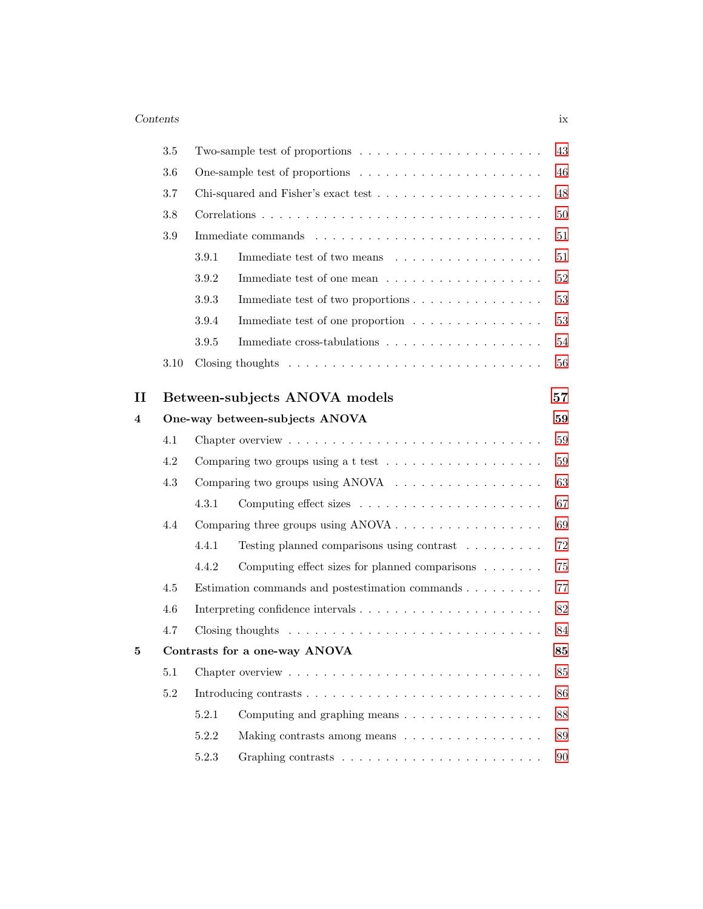3.5 Two-sample test of proportions . . . . . . . . . . . . . . . . . . . . 43

3.6 One-sample test of proportions . . . . . . . . . . . . . . . . . . . . 46

3.7 Chi-squared and Fisher's exact test . . . . . . . . . . . . . . . . . . 48

3.8 Correlations . . . . . . . . . . . . . . . . . . . . . . . . . . . . 50

3.9 Immediate commands . . . . . . . . . . . . . . . . . . . . . . . . 51

3.9.1 Immediate test of two means . . . . . . . . . . . . . . . . . 51

3.9.2 Immediate test of one mean . . . . . . . . . . . . . . . . . . 52

3.9.3 Immediate test of two proportions . . . . . . . . . . . . . . . 53

3.9.4 Immediate test of one proportion . . . . . . . . . . . . . . . 53

3.9.5 Immediate cross-tabulations . . . . . . . . . . . . . . . . . . 54

3.10 Closing thoughts . . . . . . . . . . . . . . . . . . . . . . . . . . 56

**II Between-subjects ANOVA models** **57**

**4 One-way between-subjects ANOVA** **59**

4.1 Chapter overview . . . . . . . . . . . . . . . . . . . . . . . . . . 59

4.2 Comparing two groups using a t test . . . . . . . . . . . . . . . . . 59

4.3 Comparing two groups using ANOVA . . . . . . . . . . . . . . . . . 63

4.3.1 Computing effect sizes . . . . . . . . . . . . . . . . . . . . . 67

4.4 Comparing three groups using ANOVA . . . . . . . . . . . . . . . . 69

4.4.1 Testing planned comparisons using contrast . . . . . . . . . 72

4.4.2 Computing effect sizes for planned comparisons . . . . . . . 75

4.5 Estimation commands and postestimation commands . . . . . . . . . 77

4.6 Interpreting confidence intervals . . . . . . . . . . . . . . . . . . . 82

4.7 Closing thoughts . . . . . . . . . . . . . . . . . . . . . . . . . . 84

**5 Contrasts for a one-way ANOVA** **85**

5.1 Chapter overview . . . . . . . . . . . . . . . . . . . . . . . . . . 85

5.2 Introducing contrasts . . . . . . . . . . . . . . . . . . . . . . . . 86

5.2.1 Computing and graphing means . . . . . . . . . . . . . . . . 88

5.2.2 Making contrasts among means . . . . . . . . . . . . . . . . 89

5.2.3 Graphing contrasts . . . . . . . . . . . . . . . . . . . . . . 90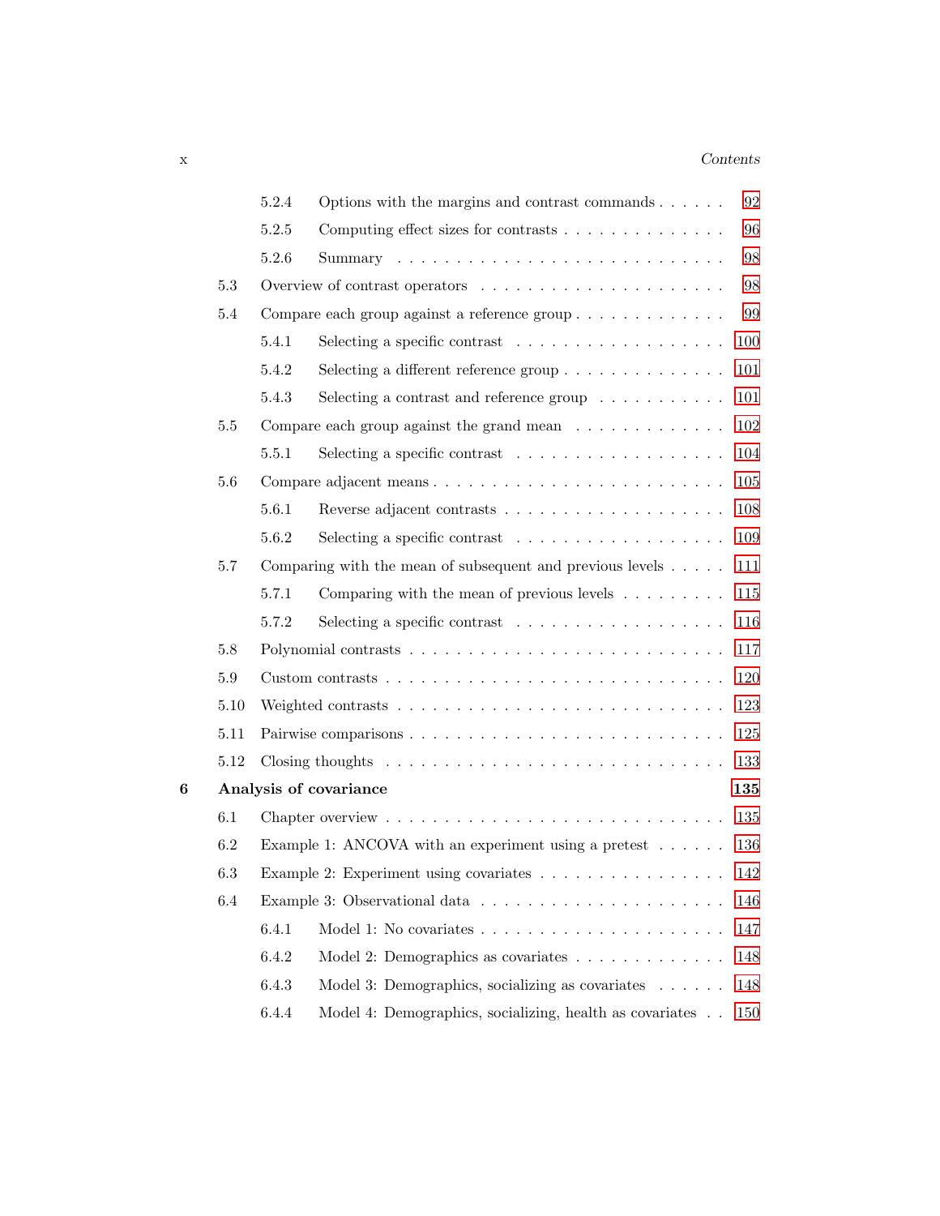- 5.2.4 Options with the margins and contrast commands . . . . . . 92
- 5.2.5 Computing effect sizes for contrasts . . . . . . . . . . . . . . 96
- 5.2.6 Summary . . . . . . . . . . . . . . . . . . . . . . . . . . . 98
- 5.3 Overview of contrast operators . . . . . . . . . . . . . . . . . . . . 98
- 5.4 Compare each group against a reference group . . . . . . . . . . . . . 99
  - 5.4.1 Selecting a specific contrast . . . . . . . . . . . . . . . . . . 100
  - 5.4.2 Selecting a different reference group . . . . . . . . . . . . . . 101
  - 5.4.3 Selecting a contrast and reference group . . . . . . . . . . . 101
- 5.5 Compare each group against the grand mean . . . . . . . . . . . . . 102
  - 5.5.1 Selecting a specific contrast . . . . . . . . . . . . . . . . . . 104
- 5.6 Compare adjacent means . . . . . . . . . . . . . . . . . . . . . . . . 105
  - 5.6.1 Reverse adjacent contrasts . . . . . . . . . . . . . . . . . . . 108
  - 5.6.2 Selecting a specific contrast . . . . . . . . . . . . . . . . . . 109
- 5.7 Comparing with the mean of subsequent and previous levels . . . . . 111
  - 5.7.1 Comparing with the mean of previous levels . . . . . . . . . 115
  - 5.7.2 Selecting a specific contrast . . . . . . . . . . . . . . . . . . 116
- 5.8 Polynomial contrasts . . . . . . . . . . . . . . . . . . . . . . . . . . 117
- 5.9 Custom contrasts . . . . . . . . . . . . . . . . . . . . . . . . . . . . 120
- 5.10 Weighted contrasts . . . . . . . . . . . . . . . . . . . . . . . . . . . 123
- 5.11 Pairwise comparisons . . . . . . . . . . . . . . . . . . . . . . . . . . 125
- 5.12 Closing thoughts . . . . . . . . . . . . . . . . . . . . . . . . . . . . 133

**6 Analysis of covariance** **135**

- 6.1 Chapter overview . . . . . . . . . . . . . . . . . . . . . . . . . . . . 135
- 6.2 Example 1: ANCOVA with an experiment using a pretest . . . . . . 136
- 6.3 Example 2: Experiment using covariates . . . . . . . . . . . . . . . . 142
- 6.4 Example 3: Observational data . . . . . . . . . . . . . . . . . . . . . 146
  - 6.4.1 Model 1: No covariates . . . . . . . . . . . . . . . . . . . . . 147
  - 6.4.2 Model 2: Demographics as covariates . . . . . . . . . . . . . 148
  - 6.4.3 Model 3: Demographics, socializing as covariates . . . . . . 148
  - 6.4.4 Model 4: Demographics, socializing, health as covariates . . 150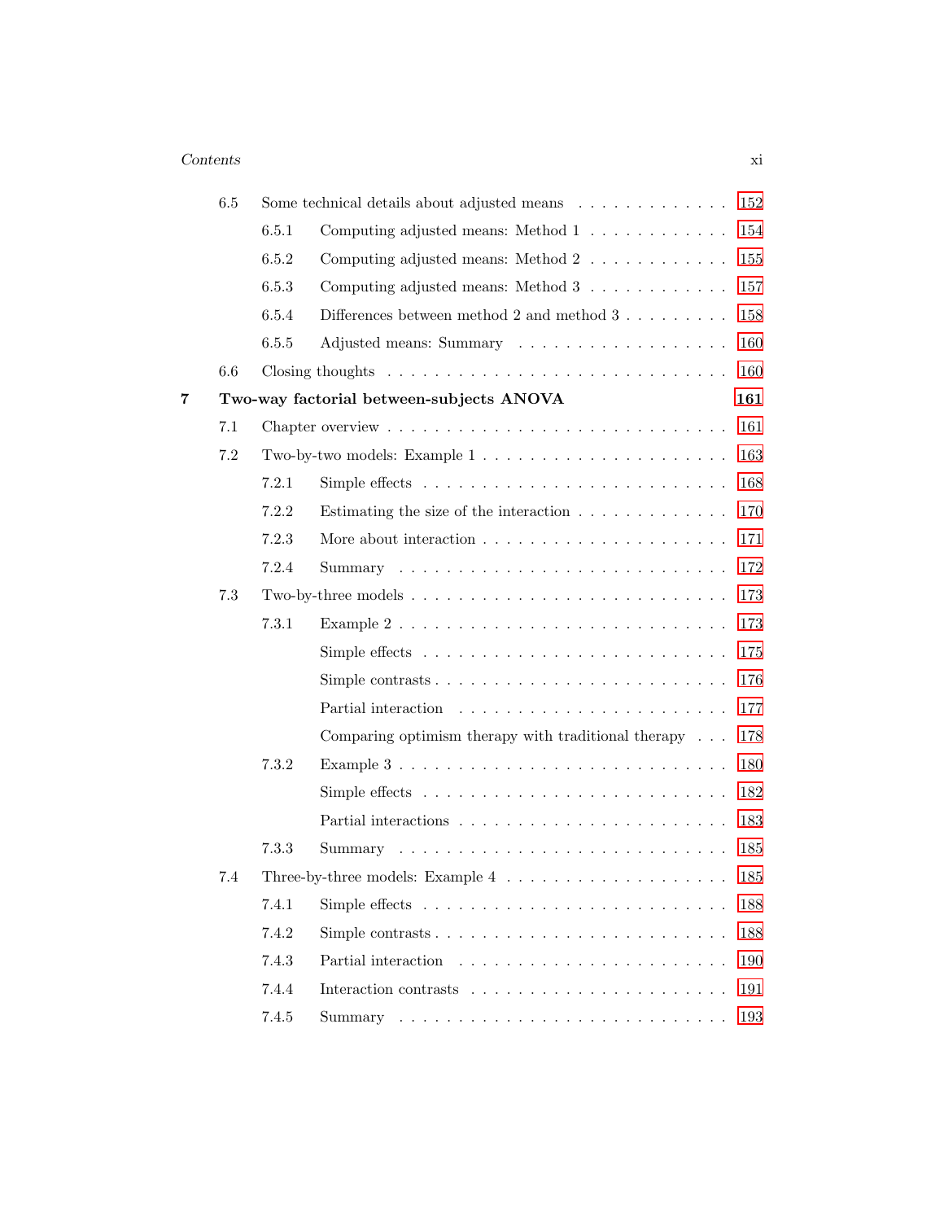6.5 Some technical details about adjusted means . . . . . . . . . . . . . 152

6.5.1 Computing adjusted means: Method 1 . . . . . . . . . . . . 154

6.5.2 Computing adjusted means: Method 2 . . . . . . . . . . . . 155

6.5.3 Computing adjusted means: Method 3 . . . . . . . . . . . . 157

6.5.4 Differences between method 2 and method 3 . . . . . . . . . 158

6.5.5 Adjusted means: Summary . . . . . . . . . . . . . . . . . . 160

6.6 Closing thoughts . . . . . . . . . . . . . . . . . . . . . . . . . . . . 160

**7 Two-way factorial between-subjects ANOVA** **161**

7.1 Chapter overview . . . . . . . . . . . . . . . . . . . . . . . . . . . 161

7.2 Two-by-two models: Example 1 . . . . . . . . . . . . . . . . . . . . 163

7.2.1 Simple effects . . . . . . . . . . . . . . . . . . . . . . . . . 168

7.2.2 Estimating the size of the interaction . . . . . . . . . . . . . 170

7.2.3 More about interaction . . . . . . . . . . . . . . . . . . . . 171

7.2.4 Summary . . . . . . . . . . . . . . . . . . . . . . . . . . . 172

7.3 Two-by-three models . . . . . . . . . . . . . . . . . . . . . . . . . . 173

7.3.1 Example 2 . . . . . . . . . . . . . . . . . . . . . . . . . . . 173

Simple effects . . . . . . . . . . . . . . . . . . . . . . . . . 175

Simple contrasts . . . . . . . . . . . . . . . . . . . . . . . . 176

Partial interaction . . . . . . . . . . . . . . . . . . . . . . . 177

Comparing optimism therapy with traditional therapy . . . 178

7.3.2 Example 3 . . . . . . . . . . . . . . . . . . . . . . . . . . . 180

Simple effects . . . . . . . . . . . . . . . . . . . . . . . . . 182

Partial interactions . . . . . . . . . . . . . . . . . . . . . . 183

7.3.3 Summary . . . . . . . . . . . . . . . . . . . . . . . . . . . 185

7.4 Three-by-three models: Example 4 . . . . . . . . . . . . . . . . . . 185

7.4.1 Simple effects . . . . . . . . . . . . . . . . . . . . . . . . . 188

7.4.2 Simple contrasts . . . . . . . . . . . . . . . . . . . . . . . . 188

7.4.3 Partial interaction . . . . . . . . . . . . . . . . . . . . . . . 190

7.4.4 Interaction contrasts . . . . . . . . . . . . . . . . . . . . . 191

7.4.5 Summary . . . . . . . . . . . . . . . . . . . . . . . . . . . 193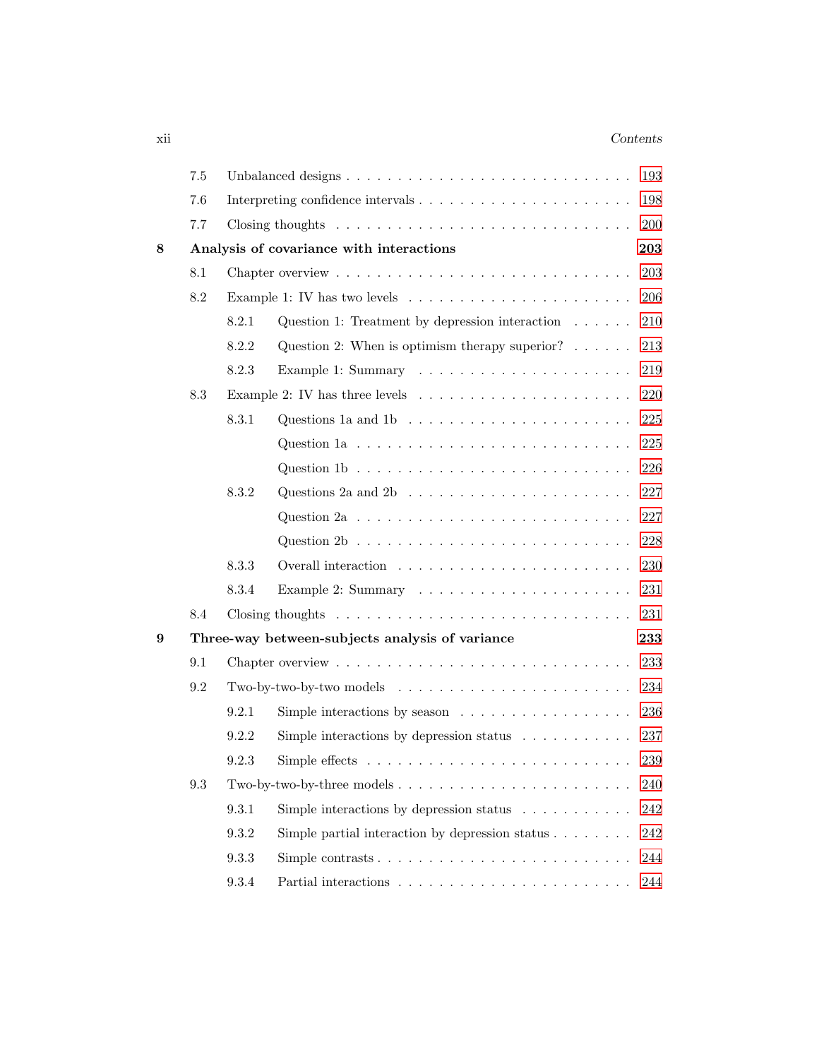- 7.5 Unbalanced designs . . . . . . . . . . . . . . . . . . . . . . . . . . . 193
- 7.6 Interpreting confidence intervals . . . . . . . . . . . . . . . . . . . . . 198
- 7.7 Closing thoughts . . . . . . . . . . . . . . . . . . . . . . . . . . . . 200

**8 Analysis of covariance with interactions** **203**

- 8.1 Chapter overview . . . . . . . . . . . . . . . . . . . . . . . . . . . . 203
- 8.2 Example 1: IV has two levels . . . . . . . . . . . . . . . . . . . . . . 206
  - 8.2.1 Question 1: Treatment by depression interaction . . . . . . 210
  - 8.2.2 Question 2: When is optimism therapy superior? . . . . . . 213
  - 8.2.3 Example 1: Summary . . . . . . . . . . . . . . . . . . . . 219
- 8.3 Example 2: IV has three levels . . . . . . . . . . . . . . . . . . . . . 220
  - 8.3.1 Questions 1a and 1b . . . . . . . . . . . . . . . . . . . . . 225
    - Question 1a . . . . . . . . . . . . . . . . . . . . . . . . . 225
    - Question 1b . . . . . . . . . . . . . . . . . . . . . . . . . 226
  - 8.3.2 Questions 2a and 2b . . . . . . . . . . . . . . . . . . . . . 227
    - Question 2a . . . . . . . . . . . . . . . . . . . . . . . . . 227
    - Question 2b . . . . . . . . . . . . . . . . . . . . . . . . . 228
  - 8.3.3 Overall interaction . . . . . . . . . . . . . . . . . . . . . . 230
  - 8.3.4 Example 2: Summary . . . . . . . . . . . . . . . . . . . . 231
- 8.4 Closing thoughts . . . . . . . . . . . . . . . . . . . . . . . . . . . . 231

**9 Three-way between-subjects analysis of variance** **233**

- 9.1 Chapter overview . . . . . . . . . . . . . . . . . . . . . . . . . . . . 233
- 9.2 Two-by-two-by-two models . . . . . . . . . . . . . . . . . . . . . . . 234
  - 9.2.1 Simple interactions by season . . . . . . . . . . . . . . . . . 236
  - 9.2.2 Simple interactions by depression status . . . . . . . . . . . 237
  - 9.2.3 Simple effects . . . . . . . . . . . . . . . . . . . . . . . . . 239
- 9.3 Two-by-two-by-three models . . . . . . . . . . . . . . . . . . . . . . 240
  - 9.3.1 Simple interactions by depression status . . . . . . . . . . . 242
  - 9.3.2 Simple partial interaction by depression status . . . . . . . . 242
  - 9.3.3 Simple contrasts . . . . . . . . . . . . . . . . . . . . . . . . 244
  - 9.3.4 Partial interactions . . . . . . . . . . . . . . . . . . . . . . 244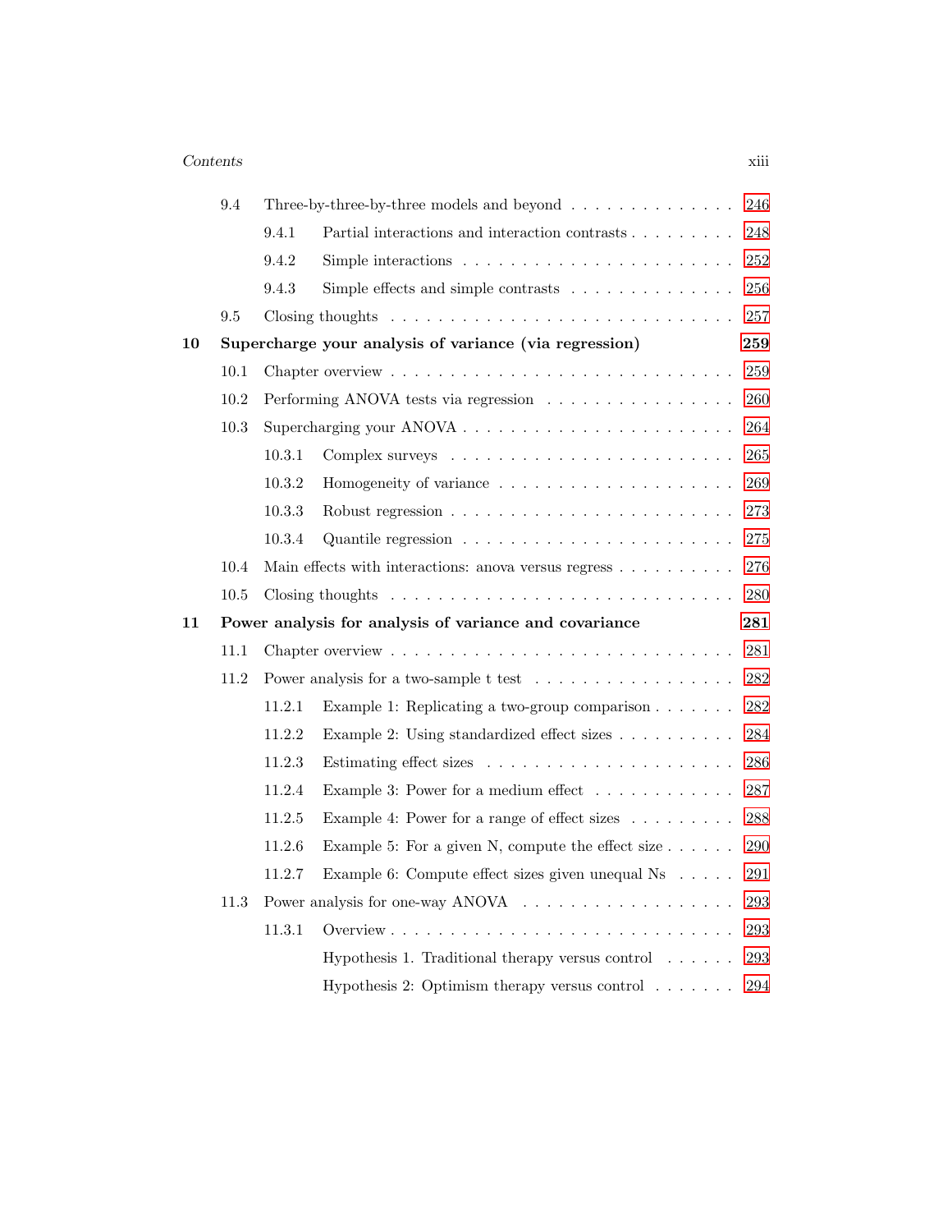| | | | |
|---|---|---|---|
| | 9.4 | Three-by-three-by-three models and beyond | 246 |
| | | 9.4.1 Partial interactions and interaction contrasts | 248 |
| | | 9.4.2 Simple interactions | 252 |
| | | 9.4.3 Simple effects and simple contrasts | 256 |
| | 9.5 | Closing thoughts | 257 |
| **10** | **Supercharge your analysis of variance (via regression)** | | **259** |
| | 10.1 | Chapter overview | 259 |
| | 10.2 | Performing ANOVA tests via regression | 260 |
| | 10.3 | Supercharging your ANOVA | 264 |
| | | 10.3.1 Complex surveys | 265 |
| | | 10.3.2 Homogeneity of variance | 269 |
| | | 10.3.3 Robust regression | 273 |
| | | 10.3.4 Quantile regression | 275 |
| | 10.4 | Main effects with interactions: anova versus regress | 276 |
| | 10.5 | Closing thoughts | 280 |
| **11** | **Power analysis for analysis of variance and covariance** | | **281** |
| | 11.1 | Chapter overview | 281 |
| | 11.2 | Power analysis for a two-sample t test | 282 |
| | | 11.2.1 Example 1: Replicating a two-group comparison | 282 |
| | | 11.2.2 Example 2: Using standardized effect sizes | 284 |
| | | 11.2.3 Estimating effect sizes | 286 |
| | | 11.2.4 Example 3: Power for a medium effect | 287 |
| | | 11.2.5 Example 4: Power for a range of effect sizes | 288 |
| | | 11.2.6 Example 5: For a given N, compute the effect size | 290 |
| | | 11.2.7 Example 6: Compute effect sizes given unequal Ns | 291 |
| | 11.3 | Power analysis for one-way ANOVA | 293 |
| | | 11.3.1 Overview | 293 |
| | | Hypothesis 1. Traditional therapy versus control | 293 |
| | | Hypothesis 2: Optimism therapy versus control | 294 |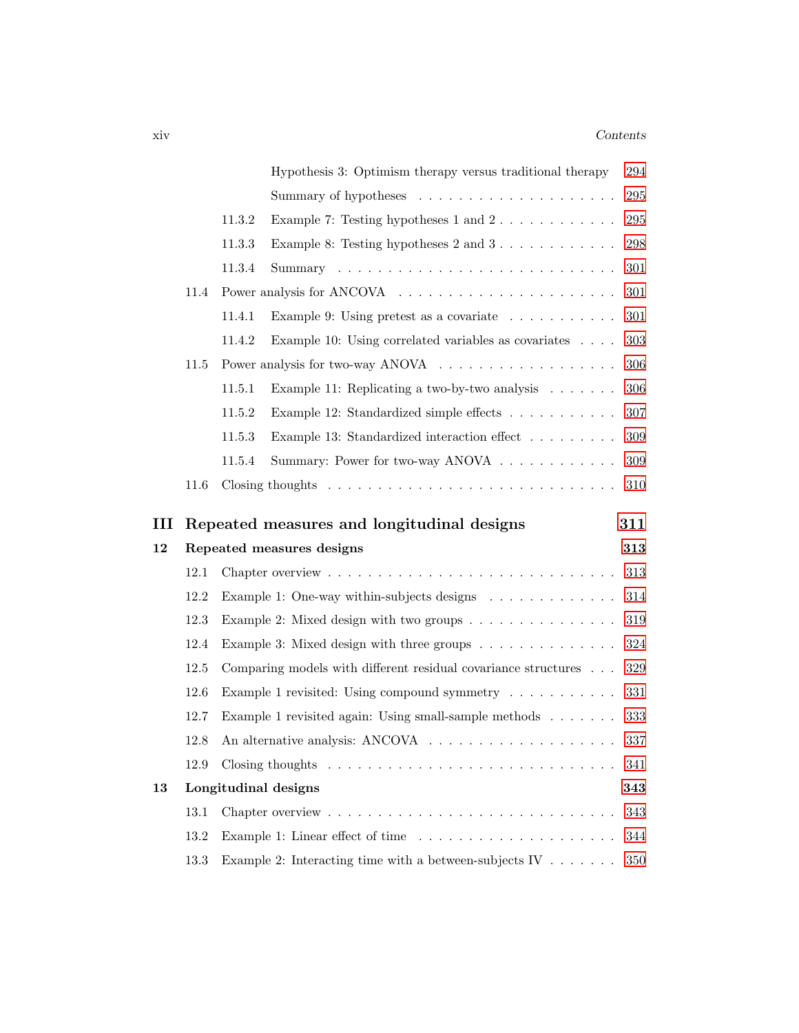Hypothesis 3: Optimism therapy versus traditional therapy . . . 294
Summary of hypotheses . . . . . . . . . . . . . . . . . . . . 295

11.3.2 Example 7: Testing hypotheses 1 and 2 . . . . . . . . . . . . 295
11.3.3 Example 8: Testing hypotheses 2 and 3 . . . . . . . . . . . . 298
11.3.4 Summary . . . . . . . . . . . . . . . . . . . . . . . . . . . 301

11.4 Power analysis for ANCOVA . . . . . . . . . . . . . . . . . . . . . 301
11.4.1 Example 9: Using pretest as a covariate . . . . . . . . . . . 301
11.4.2 Example 10: Using correlated variables as covariates . . . . 303

11.5 Power analysis for two-way ANOVA . . . . . . . . . . . . . . . . . 306
11.5.1 Example 11: Replicating a two-by-two analysis . . . . . . . 306
11.5.2 Example 12: Standardized simple effects . . . . . . . . . . . 307
11.5.3 Example 13: Standardized interaction effect . . . . . . . . . 309
11.5.4 Summary: Power for two-way ANOVA . . . . . . . . . . . . 309

11.6 Closing thoughts . . . . . . . . . . . . . . . . . . . . . . . . . . . 310

# III Repeated measures and longitudinal designs 311

## 12 Repeated measures designs 313

12.1 Chapter overview . . . . . . . . . . . . . . . . . . . . . . . . . . . 313
12.2 Example 1: One-way within-subjects designs . . . . . . . . . . . . . 314
12.3 Example 2: Mixed design with two groups . . . . . . . . . . . . . . 319
12.4 Example 3: Mixed design with three groups . . . . . . . . . . . . . 324
12.5 Comparing models with different residual covariance structures . . . 329
12.6 Example 1 revisited: Using compound symmetry . . . . . . . . . . . 331
12.7 Example 1 revisited again: Using small-sample methods . . . . . . . 333
12.8 An alternative analysis: ANCOVA . . . . . . . . . . . . . . . . . . 337
12.9 Closing thoughts . . . . . . . . . . . . . . . . . . . . . . . . . . . 341

## 13 Longitudinal designs 343

13.1 Chapter overview . . . . . . . . . . . . . . . . . . . . . . . . . . . 343
13.2 Example 1: Linear effect of time . . . . . . . . . . . . . . . . . . . 344
13.3 Example 2: Interacting time with a between-subjects IV . . . . . . . 350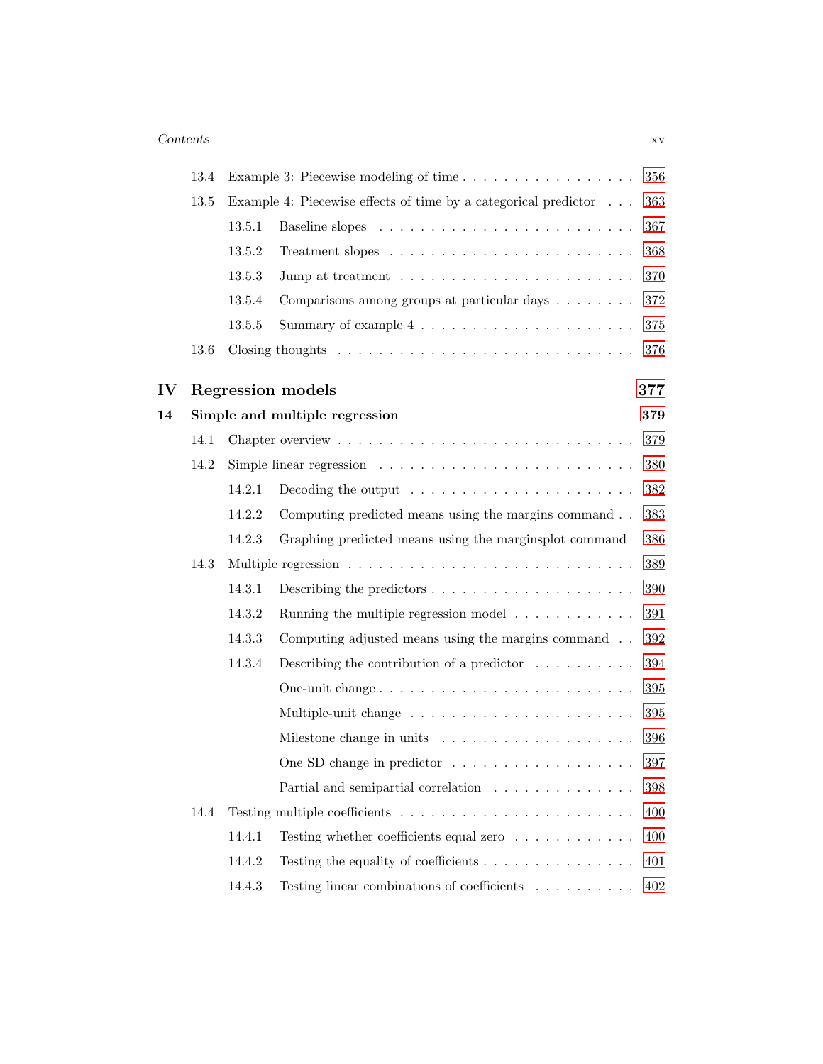- 13.4 Example 3: Piecewise modeling of time . . . 356
- 13.5 Example 4: Piecewise effects of time by a categorical predictor . . . 363
  - 13.5.1 Baseline slopes . . . 367
  - 13.5.2 Treatment slopes . . . 368
  - 13.5.3 Jump at treatment . . . 370
  - 13.5.4 Comparisons among groups at particular days . . . 372
  - 13.5.5 Summary of example 4 . . . 375
- 13.6 Closing thoughts . . . 376

## IV Regression models 377

### 14 Simple and multiple regression 379

- 14.1 Chapter overview . . . 379
- 14.2 Simple linear regression . . . 380
  - 14.2.1 Decoding the output . . . 382
  - 14.2.2 Computing predicted means using the margins command . . . 383
  - 14.2.3 Graphing predicted means using the marginsplot command 386
- 14.3 Multiple regression . . . 389
  - 14.3.1 Describing the predictors . . . 390
  - 14.3.2 Running the multiple regression model . . . 391
  - 14.3.3 Computing adjusted means using the margins command . . . 392
  - 14.3.4 Describing the contribution of a predictor . . . 394
    - One-unit change . . . 395
    - Multiple-unit change . . . 395
    - Milestone change in units . . . 396
    - One SD change in predictor . . . 397
    - Partial and semipartial correlation . . . 398
- 14.4 Testing multiple coefficients . . . 400
  - 14.4.1 Testing whether coefficients equal zero . . . 400
  - 14.4.2 Testing the equality of coefficients . . . 401
  - 14.4.3 Testing linear combinations of coefficients . . . 402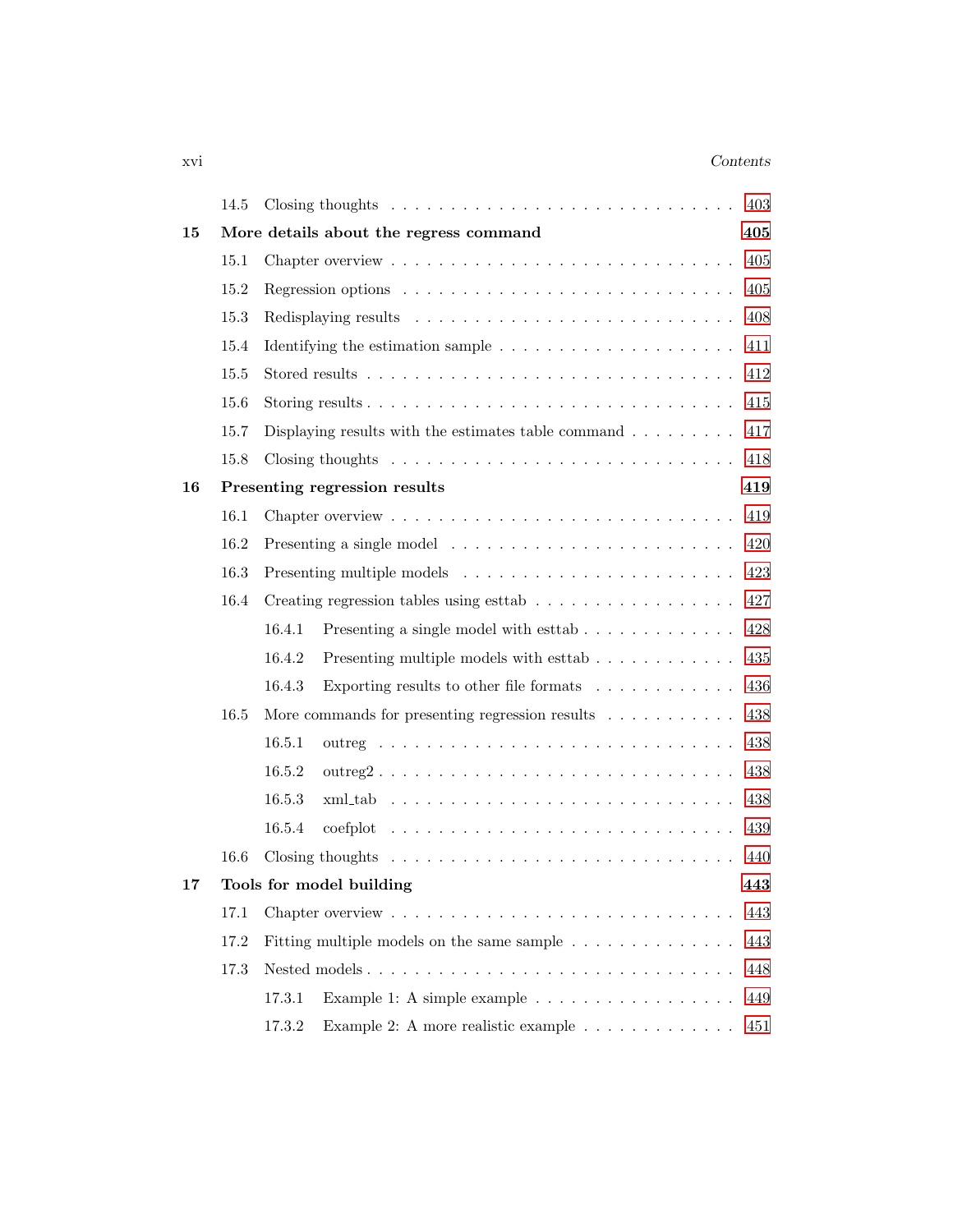14.5 Closing thoughts . . . . . . . . . . . . . . . . . . . . . . . . . . . 403

**15 More details about the regress command** **405**

15.1 Chapter overview . . . . . . . . . . . . . . . . . . . . . . . . . . . 405

15.2 Regression options . . . . . . . . . . . . . . . . . . . . . . . . . . . 405

15.3 Redisplaying results . . . . . . . . . . . . . . . . . . . . . . . . . . 408

15.4 Identifying the estimation sample . . . . . . . . . . . . . . . . . . . 411

15.5 Stored results . . . . . . . . . . . . . . . . . . . . . . . . . . . . . 412

15.6 Storing results . . . . . . . . . . . . . . . . . . . . . . . . . . . . . 415

15.7 Displaying results with the estimates table command . . . . . . . . . 417

15.8 Closing thoughts . . . . . . . . . . . . . . . . . . . . . . . . . . . 418

**16 Presenting regression results** **419**

16.1 Chapter overview . . . . . . . . . . . . . . . . . . . . . . . . . . . 419

16.2 Presenting a single model . . . . . . . . . . . . . . . . . . . . . . . 420

16.3 Presenting multiple models . . . . . . . . . . . . . . . . . . . . . . 423

16.4 Creating regression tables using esttab . . . . . . . . . . . . . . . . 427

16.4.1 Presenting a single model with esttab . . . . . . . . . . . . . 428

16.4.2 Presenting multiple models with esttab . . . . . . . . . . . . 435

16.4.3 Exporting results to other file formats . . . . . . . . . . . . 436

16.5 More commands for presenting regression results . . . . . . . . . . . 438

16.5.1 outreg . . . . . . . . . . . . . . . . . . . . . . . . . . . . . 438

16.5.2 outreg2 . . . . . . . . . . . . . . . . . . . . . . . . . . . . . 438

16.5.3 xml_tab . . . . . . . . . . . . . . . . . . . . . . . . . . . . 438

16.5.4 coefplot . . . . . . . . . . . . . . . . . . . . . . . . . . . . 439

16.6 Closing thoughts . . . . . . . . . . . . . . . . . . . . . . . . . . . 440

**17 Tools for model building** **443**

17.1 Chapter overview . . . . . . . . . . . . . . . . . . . . . . . . . . . 443

17.2 Fitting multiple models on the same sample . . . . . . . . . . . . . 443

17.3 Nested models . . . . . . . . . . . . . . . . . . . . . . . . . . . . . 448

17.3.1 Example 1: A simple example . . . . . . . . . . . . . . . . . 449

17.3.2 Example 2: A more realistic example . . . . . . . . . . . . . 451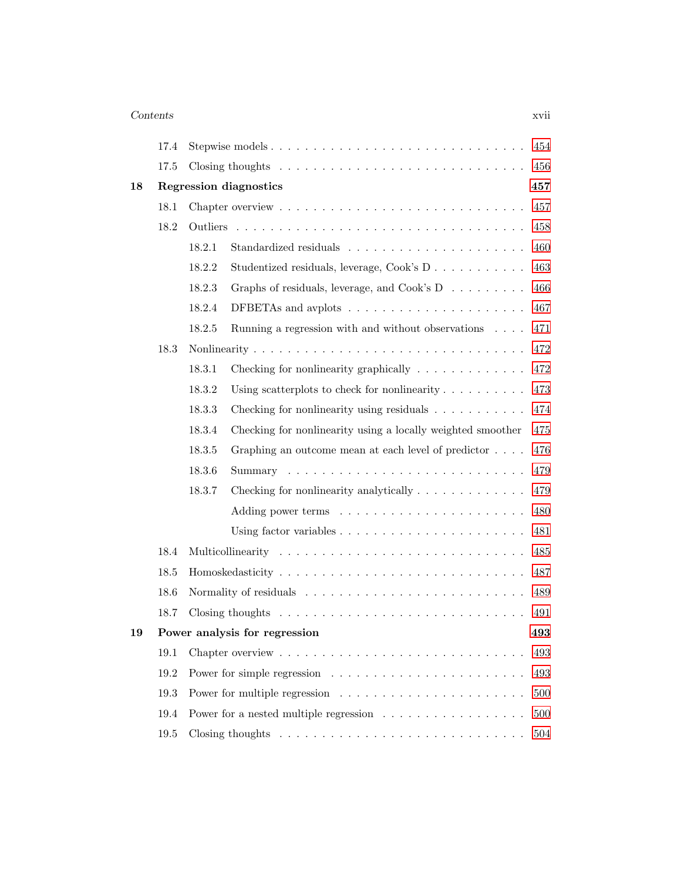| | | |
|---|---|---|
| 17.4 | Stepwise models | 454 |
| 17.5 | Closing thoughts | 456 |
| **18** | **Regression diagnostics** | **457** |
| 18.1 | Chapter overview | 457 |
| 18.2 | Outliers | 458 |
| 18.2.1 | Standardized residuals | 460 |
| 18.2.2 | Studentized residuals, leverage, Cook's D | 463 |
| 18.2.3 | Graphs of residuals, leverage, and Cook's D | 466 |
| 18.2.4 | DFBETAs and avplots | 467 |
| 18.2.5 | Running a regression with and without observations | 471 |
| 18.3 | Nonlinearity | 472 |
| 18.3.1 | Checking for nonlinearity graphically | 472 |
| 18.3.2 | Using scatterplots to check for nonlinearity | 473 |
| 18.3.3 | Checking for nonlinearity using residuals | 474 |
| 18.3.4 | Checking for nonlinearity using a locally weighted smoother | 475 |
| 18.3.5 | Graphing an outcome mean at each level of predictor | 476 |
| 18.3.6 | Summary | 479 |
| 18.3.7 | Checking for nonlinearity analytically | 479 |
| | Adding power terms | 480 |
| | Using factor variables | 481 |
| 18.4 | Multicollinearity | 485 |
| 18.5 | Homoskedasticity | 487 |
| 18.6 | Normality of residuals | 489 |
| 18.7 | Closing thoughts | 491 |
| **19** | **Power analysis for regression** | **493** |
| 19.1 | Chapter overview | 493 |
| 19.2 | Power for simple regression | 493 |
| 19.3 | Power for multiple regression | 500 |
| 19.4 | Power for a nested multiple regression | 500 |
| 19.5 | Closing thoughts | 504 |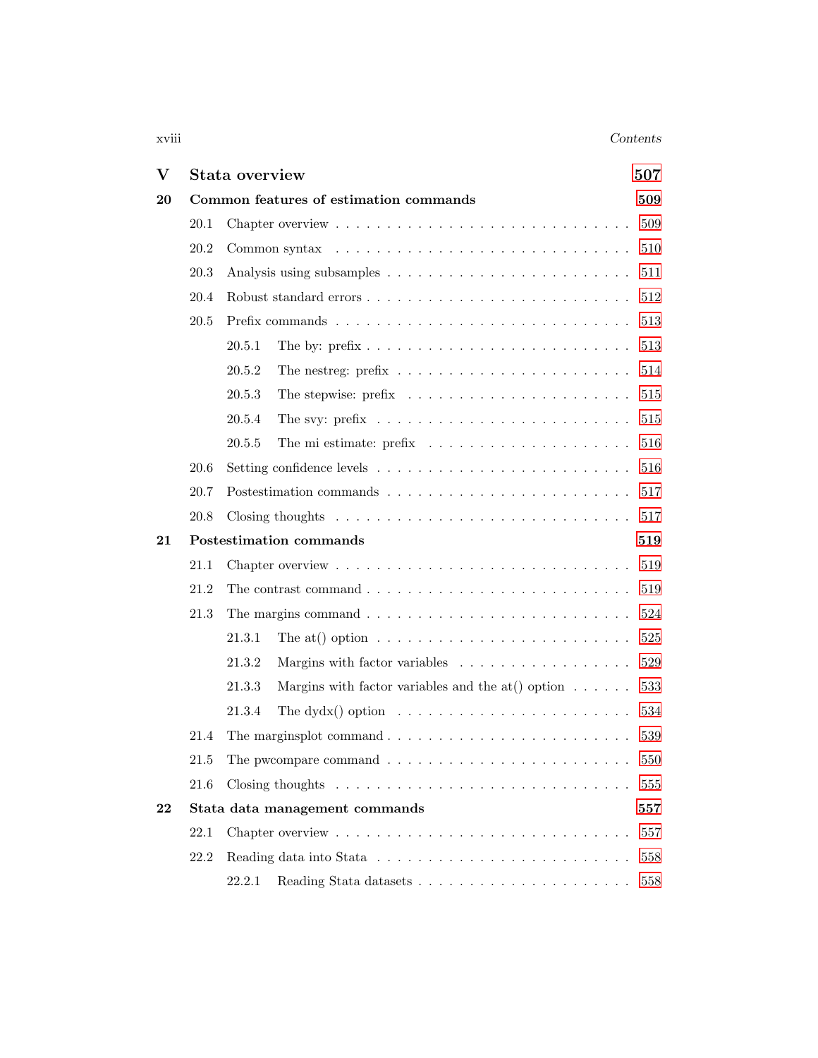# V Stata overview 507

## 20 Common features of estimation commands 509

- 20.1 Chapter overview . . . 509
- 20.2 Common syntax . . . 510
- 20.3 Analysis using subsamples . . . 511
- 20.4 Robust standard errors . . . 512
- 20.5 Prefix commands . . . 513
  - 20.5.1 The by: prefix . . . 513
  - 20.5.2 The nestreg: prefix . . . 514
  - 20.5.3 The stepwise: prefix . . . 515
  - 20.5.4 The svy: prefix . . . 515
  - 20.5.5 The mi estimate: prefix . . . 516
- 20.6 Setting confidence levels . . . 516
- 20.7 Postestimation commands . . . 517
- 20.8 Closing thoughts . . . 517

## 21 Postestimation commands 519

- 21.1 Chapter overview . . . 519
- 21.2 The contrast command . . . 519
- 21.3 The margins command . . . 524
  - 21.3.1 The at() option . . . 525
  - 21.3.2 Margins with factor variables . . . 529
  - 21.3.3 Margins with factor variables and the at() option . . . 533
  - 21.3.4 The dydx() option . . . 534
- 21.4 The marginsplot command . . . 539
- 21.5 The pwcompare command . . . 550
- 21.6 Closing thoughts . . . 555

## 22 Stata data management commands 557

- 22.1 Chapter overview . . . 557
- 22.2 Reading data into Stata . . . 558
  - 22.2.1 Reading Stata datasets . . . 558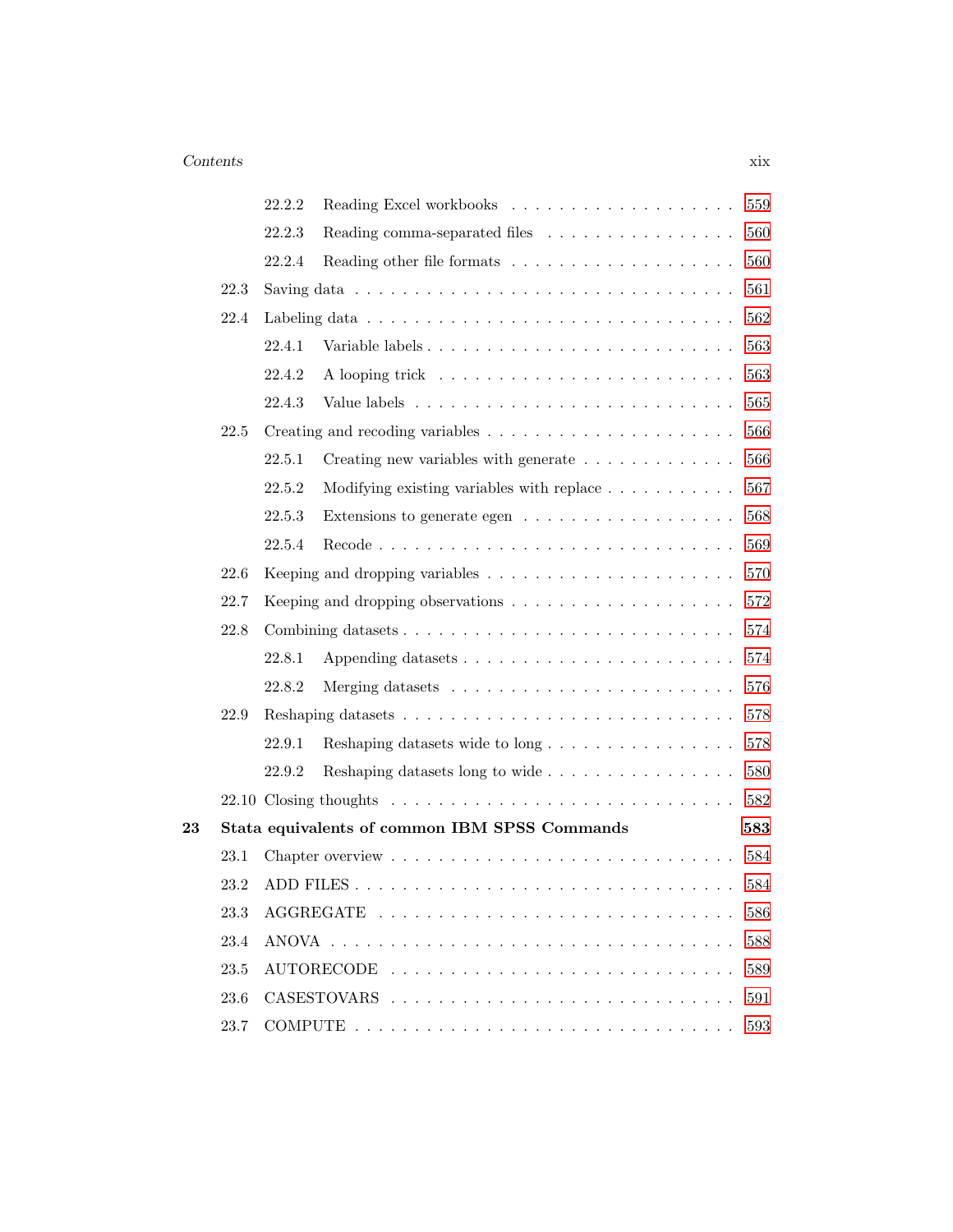22.2.2 Reading Excel workbooks . . . . . . . . . . . . . . . . . . . 559

22.2.3 Reading comma-separated files . . . . . . . . . . . . . . . . 560

22.2.4 Reading other file formats . . . . . . . . . . . . . . . . . . 560

22.3 Saving data . . . . . . . . . . . . . . . . . . . . . . . . . . . . . 561

22.4 Labeling data . . . . . . . . . . . . . . . . . . . . . . . . . . . . 562

22.4.1 Variable labels . . . . . . . . . . . . . . . . . . . . . . . . 563

22.4.2 A looping trick . . . . . . . . . . . . . . . . . . . . . . . . 563

22.4.3 Value labels . . . . . . . . . . . . . . . . . . . . . . . . . 565

22.5 Creating and recoding variables . . . . . . . . . . . . . . . . . . . 566

22.5.1 Creating new variables with generate . . . . . . . . . . . . . 566

22.5.2 Modifying existing variables with replace . . . . . . . . . . . 567

22.5.3 Extensions to generate egen . . . . . . . . . . . . . . . . . . 568

22.5.4 Recode . . . . . . . . . . . . . . . . . . . . . . . . . . . . 569

22.6 Keeping and dropping variables . . . . . . . . . . . . . . . . . . . 570

22.7 Keeping and dropping observations . . . . . . . . . . . . . . . . . 572

22.8 Combining datasets . . . . . . . . . . . . . . . . . . . . . . . . . 574

22.8.1 Appending datasets . . . . . . . . . . . . . . . . . . . . . . 574

22.8.2 Merging datasets . . . . . . . . . . . . . . . . . . . . . . . 576

22.9 Reshaping datasets . . . . . . . . . . . . . . . . . . . . . . . . . 578

22.9.1 Reshaping datasets wide to long . . . . . . . . . . . . . . . . 578

22.9.2 Reshaping datasets long to wide . . . . . . . . . . . . . . . . 580

22.10 Closing thoughts . . . . . . . . . . . . . . . . . . . . . . . . . . 582

**23 Stata equivalents of common IBM SPSS Commands** **583**

23.1 Chapter overview . . . . . . . . . . . . . . . . . . . . . . . . . . 584

23.2 ADD FILES . . . . . . . . . . . . . . . . . . . . . . . . . . . . . 584

23.3 AGGREGATE . . . . . . . . . . . . . . . . . . . . . . . . . . . . 586

23.4 ANOVA . . . . . . . . . . . . . . . . . . . . . . . . . . . . . . . 588

23.5 AUTORECODE . . . . . . . . . . . . . . . . . . . . . . . . . . . 589

23.6 CASESTOVARS . . . . . . . . . . . . . . . . . . . . . . . . . . . 591

23.7 COMPUTE . . . . . . . . . . . . . . . . . . . . . . . . . . . . . 593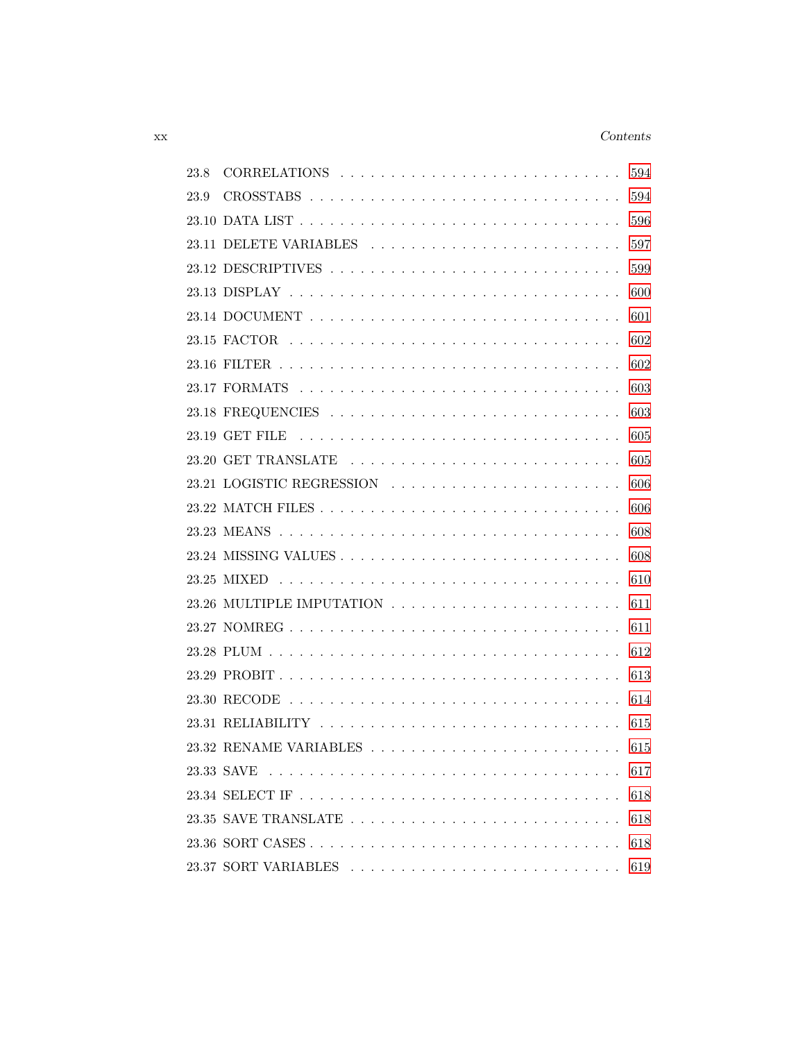23.8 CORRELATIONS . . . . . . . . . . . . . . . . . . . . . . . . . . . 594
23.9 CROSSTABS . . . . . . . . . . . . . . . . . . . . . . . . . . . . . 594
23.10 DATA LIST . . . . . . . . . . . . . . . . . . . . . . . . . . . . . 596
23.11 DELETE VARIABLES . . . . . . . . . . . . . . . . . . . . . . . . 597
23.12 DESCRIPTIVES . . . . . . . . . . . . . . . . . . . . . . . . . . . 599
23.13 DISPLAY . . . . . . . . . . . . . . . . . . . . . . . . . . . . . . 600
23.14 DOCUMENT . . . . . . . . . . . . . . . . . . . . . . . . . . . . . 601
23.15 FACTOR . . . . . . . . . . . . . . . . . . . . . . . . . . . . . . 602
23.16 FILTER . . . . . . . . . . . . . . . . . . . . . . . . . . . . . . 602
23.17 FORMATS . . . . . . . . . . . . . . . . . . . . . . . . . . . . . 603
23.18 FREQUENCIES . . . . . . . . . . . . . . . . . . . . . . . . . . . 603
23.19 GET FILE . . . . . . . . . . . . . . . . . . . . . . . . . . . . . 605
23.20 GET TRANSLATE . . . . . . . . . . . . . . . . . . . . . . . . . . 605
23.21 LOGISTIC REGRESSION . . . . . . . . . . . . . . . . . . . . . . . 606
23.22 MATCH FILES . . . . . . . . . . . . . . . . . . . . . . . . . . . 606
23.23 MEANS . . . . . . . . . . . . . . . . . . . . . . . . . . . . . . 608
23.24 MISSING VALUES . . . . . . . . . . . . . . . . . . . . . . . . . . 608
23.25 MIXED . . . . . . . . . . . . . . . . . . . . . . . . . . . . . . 610
23.26 MULTIPLE IMPUTATION . . . . . . . . . . . . . . . . . . . . . . . 611
23.27 NOMREG . . . . . . . . . . . . . . . . . . . . . . . . . . . . . . 611
23.28 PLUM . . . . . . . . . . . . . . . . . . . . . . . . . . . . . . . 612
23.29 PROBIT . . . . . . . . . . . . . . . . . . . . . . . . . . . . . . 613
23.30 RECODE . . . . . . . . . . . . . . . . . . . . . . . . . . . . . . 614
23.31 RELIABILITY . . . . . . . . . . . . . . . . . . . . . . . . . . . 615
23.32 RENAME VARIABLES . . . . . . . . . . . . . . . . . . . . . . . . 615
23.33 SAVE . . . . . . . . . . . . . . . . . . . . . . . . . . . . . . . 617
23.34 SELECT IF . . . . . . . . . . . . . . . . . . . . . . . . . . . . 618
23.35 SAVE TRANSLATE . . . . . . . . . . . . . . . . . . . . . . . . . . 618
23.36 SORT CASES . . . . . . . . . . . . . . . . . . . . . . . . . . . . 618
23.37 SORT VARIABLES . . . . . . . . . . . . . . . . . . . . . . . . . . 619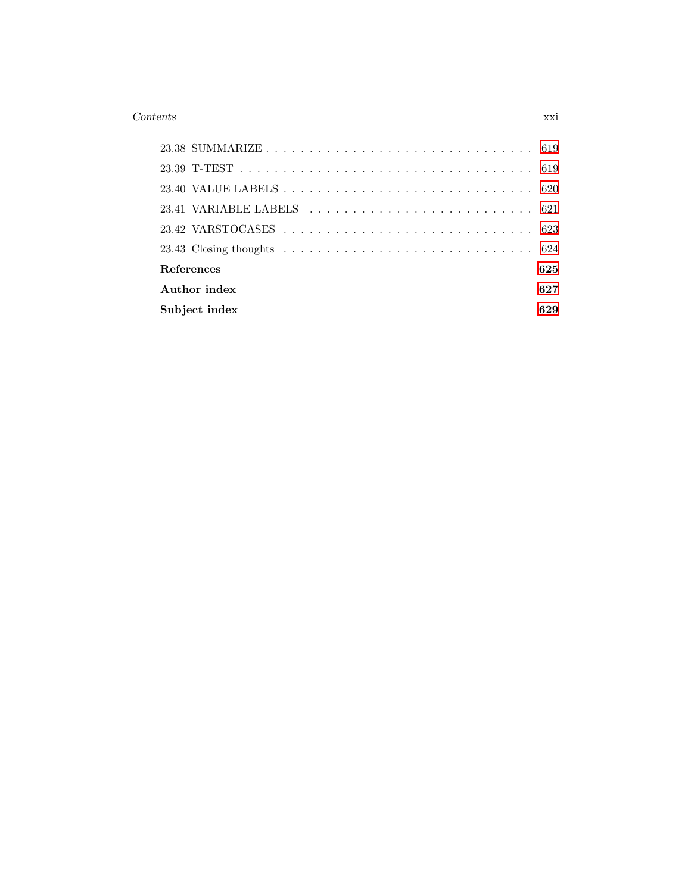23.38 SUMMARIZE . . . . . . . . . . . . . . . . . . . . . . . . . . . . . . 619

23.39 T-TEST . . . . . . . . . . . . . . . . . . . . . . . . . . . . . . . . 619

23.40 VALUE LABELS . . . . . . . . . . . . . . . . . . . . . . . . . . . . 620

23.41 VARIABLE LABELS . . . . . . . . . . . . . . . . . . . . . . . . . . 621

23.42 VARSTOCASES . . . . . . . . . . . . . . . . . . . . . . . . . . . . 623

23.43 Closing thoughts . . . . . . . . . . . . . . . . . . . . . . . . . . . 624

**References** **625**

**Author index** **627**

**Subject index** **629**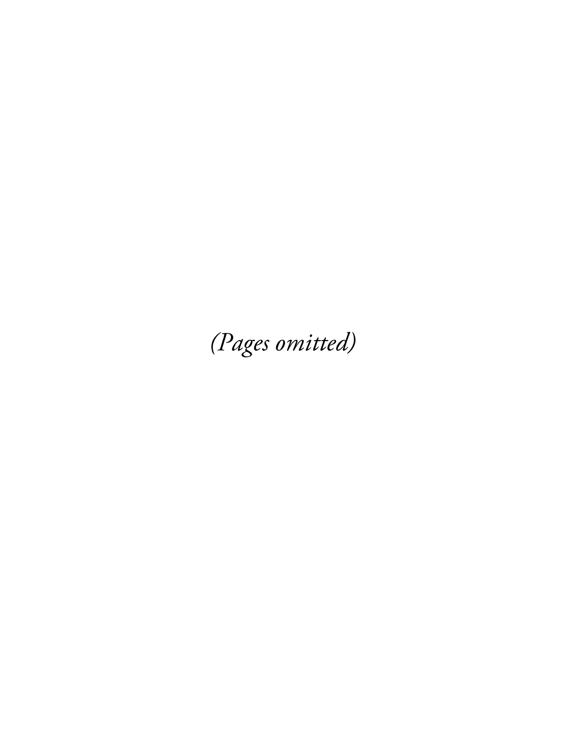*(Pages omitted)*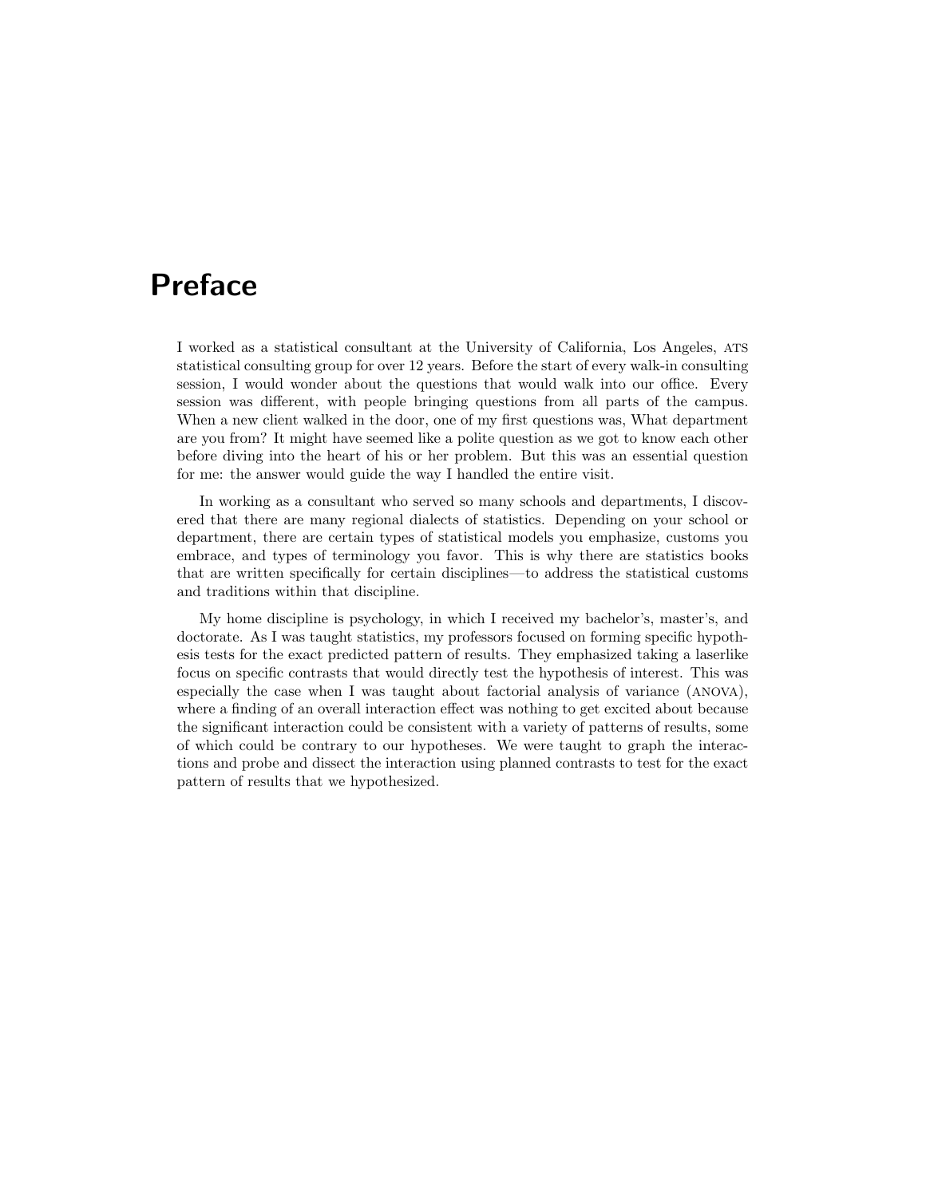# Preface

I worked as a statistical consultant at the University of California, Los Angeles, ATS statistical consulting group for over 12 years. Before the start of every walk-in consulting session, I would wonder about the questions that would walk into our office. Every session was different, with people bringing questions from all parts of the campus. When a new client walked in the door, one of my first questions was, What department are you from? It might have seemed like a polite question as we got to know each other before diving into the heart of his or her problem. But this was an essential question for me: the answer would guide the way I handled the entire visit.

In working as a consultant who served so many schools and departments, I discovered that there are many regional dialects of statistics. Depending on your school or department, there are certain types of statistical models you emphasize, customs you embrace, and types of terminology you favor. This is why there are statistics books that are written specifically for certain disciplines—to address the statistical customs and traditions within that discipline.

My home discipline is psychology, in which I received my bachelor's, master's, and doctorate. As I was taught statistics, my professors focused on forming specific hypothesis tests for the exact predicted pattern of results. They emphasized taking a laserlike focus on specific contrasts that would directly test the hypothesis of interest. This was especially the case when I was taught about factorial analysis of variance (ANOVA), where a finding of an overall interaction effect was nothing to get excited about because the significant interaction could be consistent with a variety of patterns of results, some of which could be contrary to our hypotheses. We were taught to graph the interactions and probe and dissect the interaction using planned contrasts to test for the exact pattern of results that we hypothesized.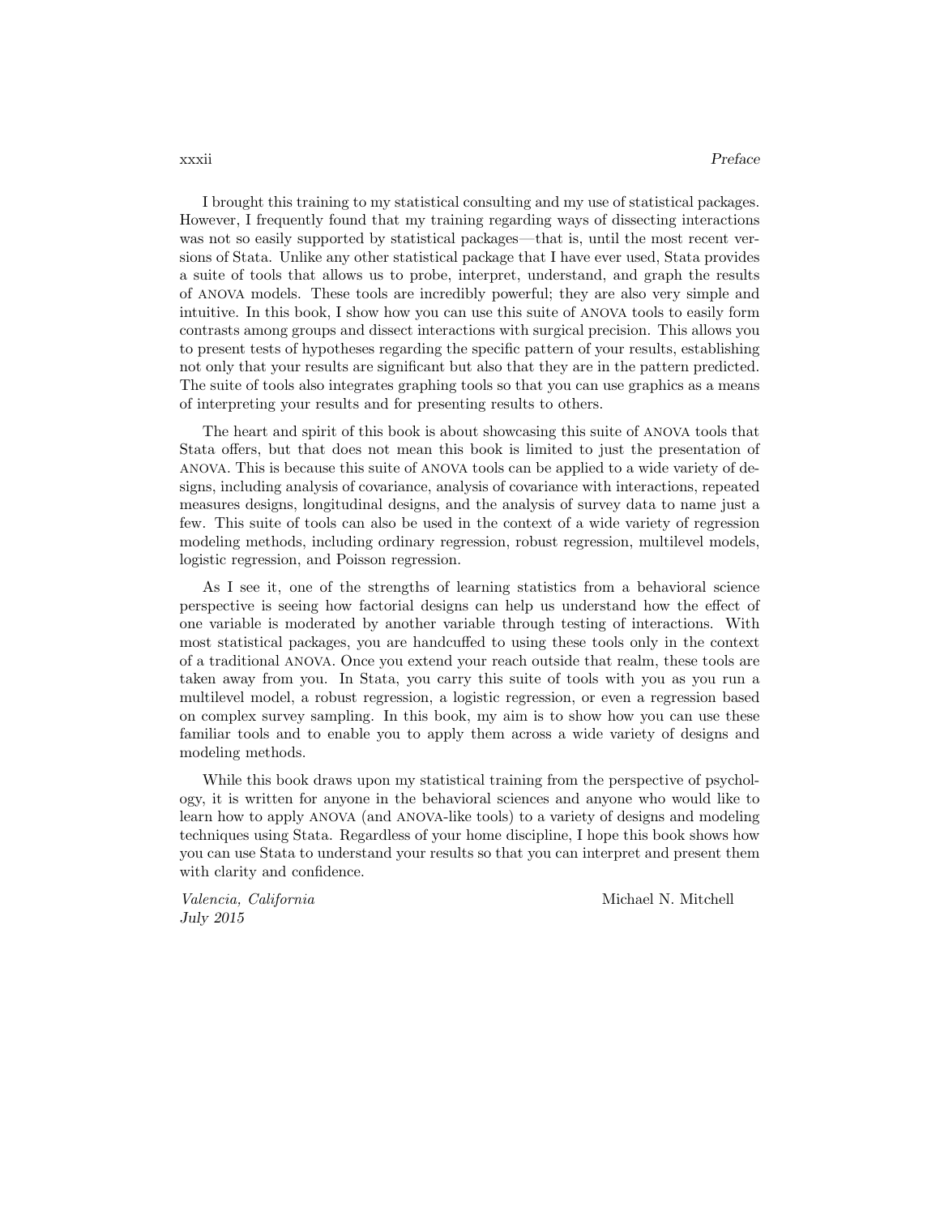I brought this training to my statistical consulting and my use of statistical packages. However, I frequently found that my training regarding ways of dissecting interactions was not so easily supported by statistical packages—that is, until the most recent versions of Stata. Unlike any other statistical package that I have ever used, Stata provides a suite of tools that allows us to probe, interpret, understand, and graph the results of ANOVA models. These tools are incredibly powerful; they are also very simple and intuitive. In this book, I show how you can use this suite of ANOVA tools to easily form contrasts among groups and dissect interactions with surgical precision. This allows you to present tests of hypotheses regarding the specific pattern of your results, establishing not only that your results are significant but also that they are in the pattern predicted. The suite of tools also integrates graphing tools so that you can use graphics as a means of interpreting your results and for presenting results to others.

The heart and spirit of this book is about showcasing this suite of ANOVA tools that Stata offers, but that does not mean this book is limited to just the presentation of ANOVA. This is because this suite of ANOVA tools can be applied to a wide variety of designs, including analysis of covariance, analysis of covariance with interactions, repeated measures designs, longitudinal designs, and the analysis of survey data to name just a few. This suite of tools can also be used in the context of a wide variety of regression modeling methods, including ordinary regression, robust regression, multilevel models, logistic regression, and Poisson regression.

As I see it, one of the strengths of learning statistics from a behavioral science perspective is seeing how factorial designs can help us understand how the effect of one variable is moderated by another variable through testing of interactions. With most statistical packages, you are handcuffed to using these tools only in the context of a traditional ANOVA. Once you extend your reach outside that realm, these tools are taken away from you. In Stata, you carry this suite of tools with you as you run a multilevel model, a robust regression, a logistic regression, or even a regression based on complex survey sampling. In this book, my aim is to show how you can use these familiar tools and to enable you to apply them across a wide variety of designs and modeling methods.

While this book draws upon my statistical training from the perspective of psychology, it is written for anyone in the behavioral sciences and anyone who would like to learn how to apply ANOVA (and ANOVA-like tools) to a variety of designs and modeling techniques using Stata. Regardless of your home discipline, I hope this book shows how you can use Stata to understand your results so that you can interpret and present them with clarity and confidence.

*Valencia, California*
*July 2015*

Michael N. Mitchell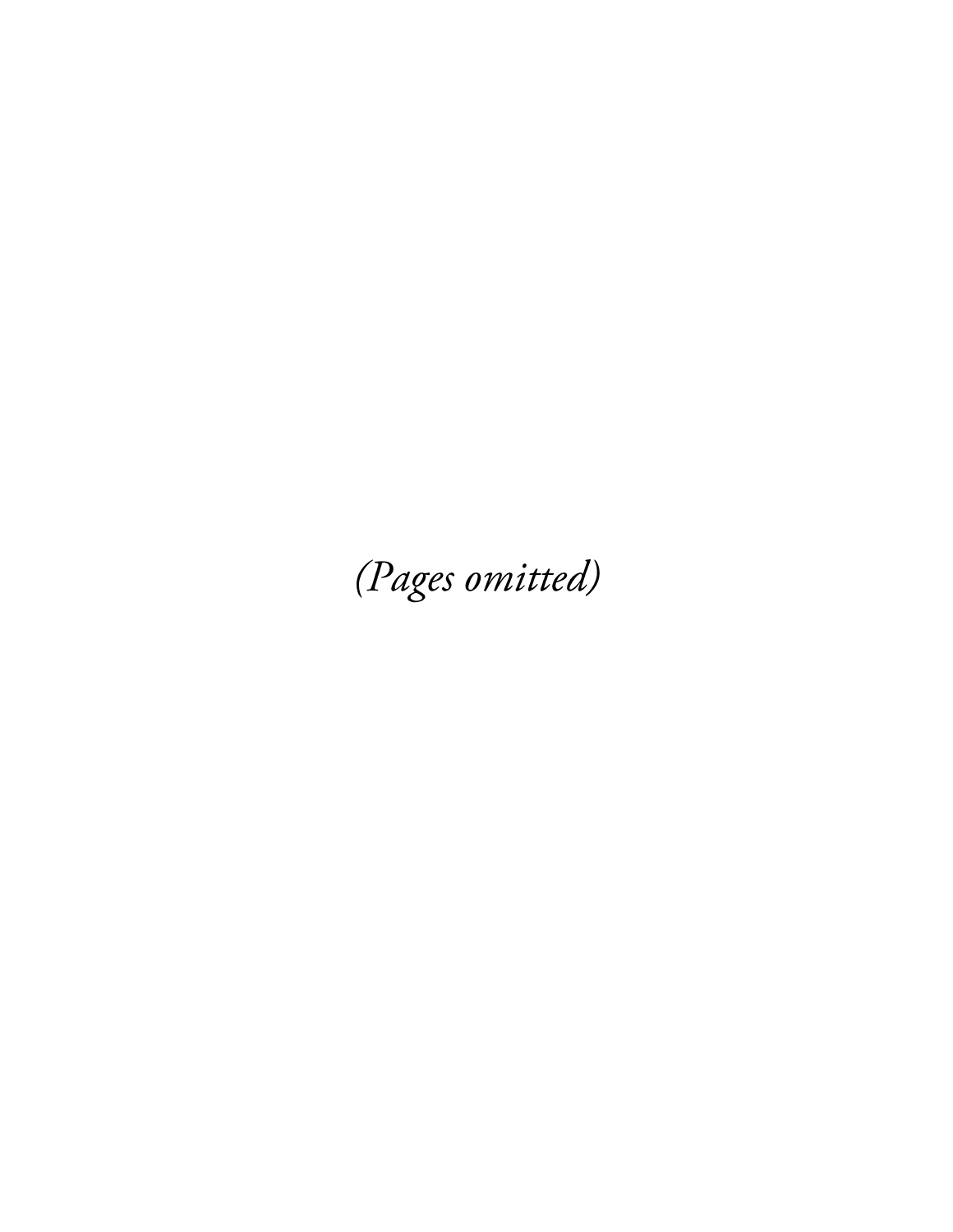*(Pages omitted)*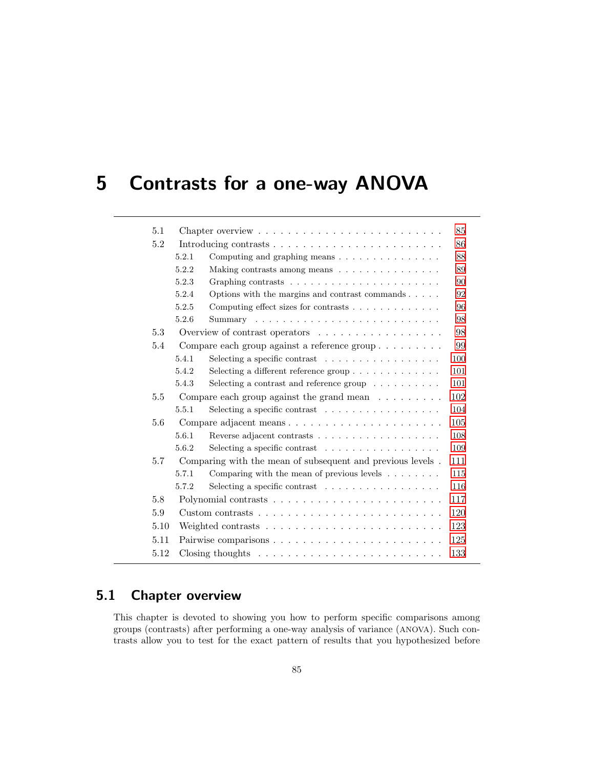# 5 Contrasts for a one-way ANOVA

| | | |
|---|---|---|
| 5.1 | Chapter overview | 85 |
| 5.2 | Introducing contrasts | 86 |
| 5.2.1 | Computing and graphing means | 88 |
| 5.2.2 | Making contrasts among means | 89 |
| 5.2.3 | Graphing contrasts | 90 |
| 5.2.4 | Options with the margins and contrast commands | 92 |
| 5.2.5 | Computing effect sizes for contrasts | 96 |
| 5.2.6 | Summary | 98 |
| 5.3 | Overview of contrast operators | 98 |
| 5.4 | Compare each group against a reference group | 99 |
| 5.4.1 | Selecting a specific contrast | 100 |
| 5.4.2 | Selecting a different reference group | 101 |
| 5.4.3 | Selecting a contrast and reference group | 101 |
| 5.5 | Compare each group against the grand mean | 102 |
| 5.5.1 | Selecting a specific contrast | 104 |
| 5.6 | Compare adjacent means | 105 |
| 5.6.1 | Reverse adjacent contrasts | 108 |
| 5.6.2 | Selecting a specific contrast | 109 |
| 5.7 | Comparing with the mean of subsequent and previous levels | 111 |
| 5.7.1 | Comparing with the mean of previous levels | 115 |
| 5.7.2 | Selecting a specific contrast | 116 |
| 5.8 | Polynomial contrasts | 117 |
| 5.9 | Custom contrasts | 120 |
| 5.10 | Weighted contrasts | 123 |
| 5.11 | Pairwise comparisons | 125 |
| 5.12 | Closing thoughts | 133 |

## 5.1 Chapter overview

This chapter is devoted to showing you how to perform specific comparisons among groups (contrasts) after performing a one-way analysis of variance (ANOVA). Such contrasts allow you to test for the exact pattern of results that you hypothesized before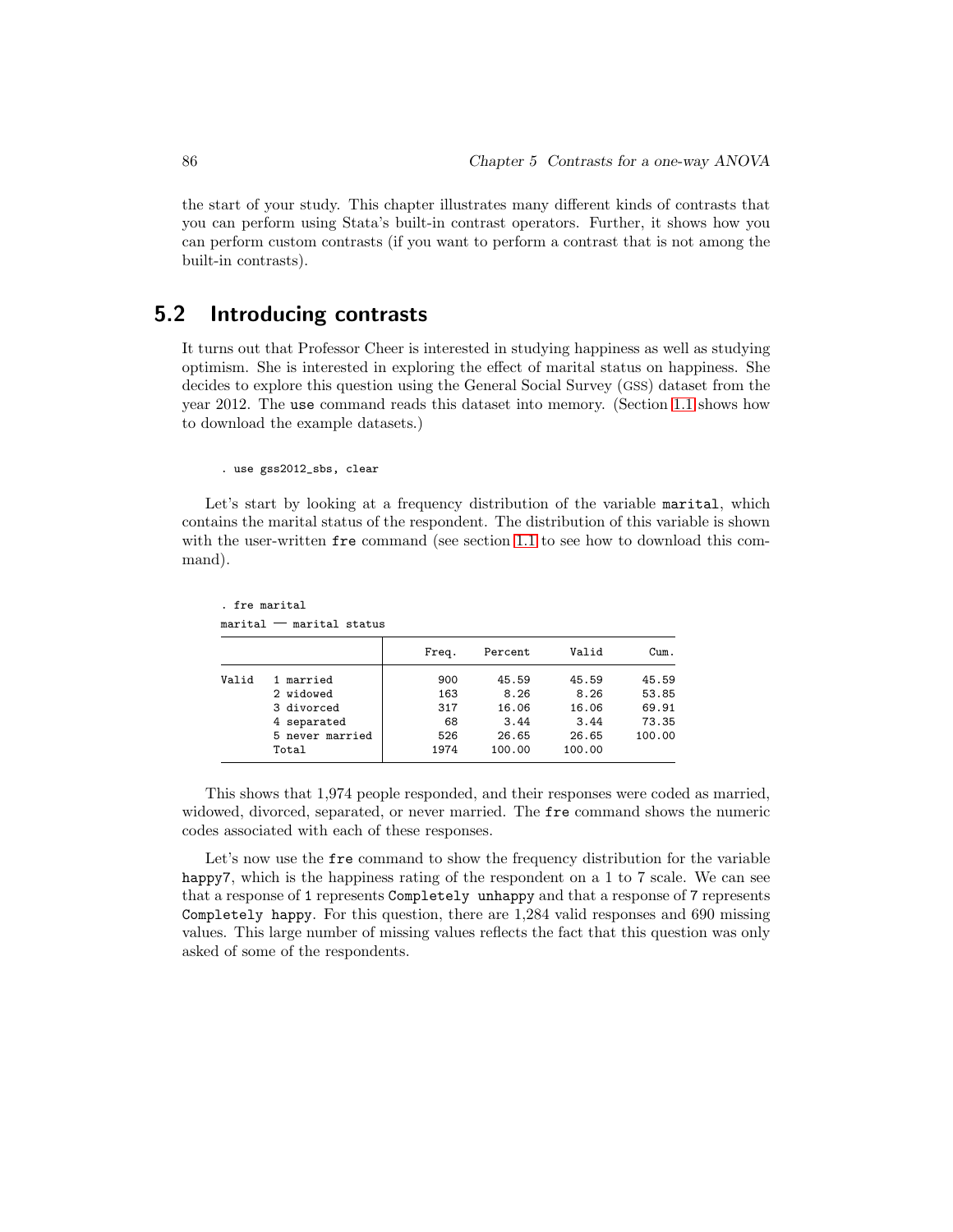the start of your study. This chapter illustrates many different kinds of contrasts that you can perform using Stata's built-in contrast operators. Further, it shows how you can perform custom contrasts (if you want to perform a contrast that is not among the built-in contrasts).

## 5.2 Introducing contrasts

It turns out that Professor Cheer is interested in studying happiness as well as studying optimism. She is interested in exploring the effect of marital status on happiness. She decides to explore this question using the General Social Survey (GSS) dataset from the year 2012. The `use` command reads this dataset into memory. (Section 1.1 shows how to download the example datasets.)

```
. use gss2012_sbs, clear
```

Let's start by looking at a frequency distribution of the variable `marital`, which contains the marital status of the respondent. The distribution of this variable is shown with the user-written `fre` command (see section 1.1 to see how to download this command).

```
. fre marital
marital — marital status
```

| | | Freq. | Percent | Valid | Cum. |
|---|---|---|---|---|---|
| Valid | 1 married | 900 | 45.59 | 45.59 | 45.59 |
| | 2 widowed | 163 | 8.26 | 8.26 | 53.85 |
| | 3 divorced | 317 | 16.06 | 16.06 | 69.91 |
| | 4 separated | 68 | 3.44 | 3.44 | 73.35 |
| | 5 never married | 526 | 26.65 | 26.65 | 100.00 |
| | Total | 1974 | 100.00 | 100.00 | |

This shows that 1,974 people responded, and their responses were coded as married, widowed, divorced, separated, or never married. The `fre` command shows the numeric codes associated with each of these responses.

Let's now use the `fre` command to show the frequency distribution for the variable `happy7`, which is the happiness rating of the respondent on a 1 to 7 scale. We can see that a response of `1` represents `Completely unhappy` and that a response of `7` represents `Completely happy`. For this question, there are 1,284 valid responses and 690 missing values. This large number of missing values reflects the fact that this question was only asked of some of the respondents.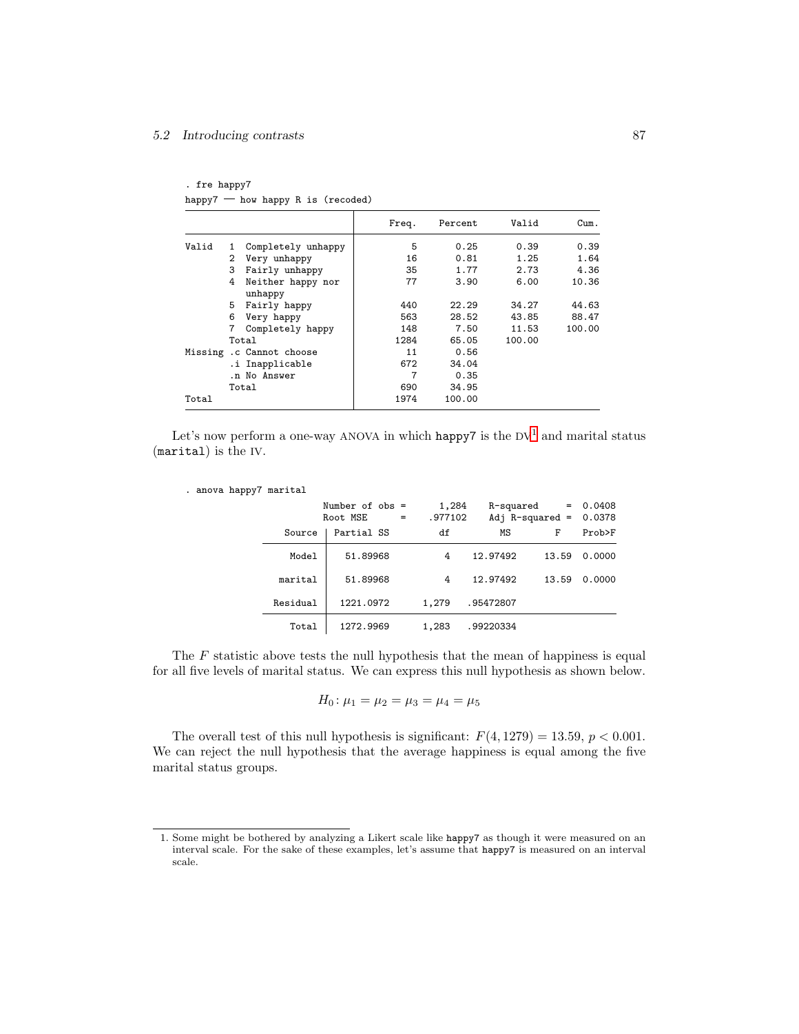```
. fre happy7
happy7 — how happy R is (recoded)
```

| | | Freq. | Percent | Valid | Cum. |
|---|---|---|---|---|---|
| Valid | 1 Completely unhappy | 5 | 0.25 | 0.39 | 0.39 |
| | 2 Very unhappy | 16 | 0.81 | 1.25 | 1.64 |
| | 3 Fairly unhappy | 35 | 1.77 | 2.73 | 4.36 |
| | 4 Neither happy nor unhappy | 77 | 3.90 | 6.00 | 10.36 |
| | 5 Fairly happy | 440 | 22.29 | 34.27 | 44.63 |
| | 6 Very happy | 563 | 28.52 | 43.85 | 88.47 |
| | 7 Completely happy | 148 | 7.50 | 11.53 | 100.00 |
| | Total | 1284 | 65.05 | 100.00 | |
| Missing | .c Cannot choose | 11 | 0.56 | | |
| | .i Inapplicable | 672 | 34.04 | | |
| | .n No Answer | 7 | 0.35 | | |
| | Total | 690 | 34.95 | | |
| Total | | 1974 | 100.00 | | |

Let's now perform a one-way ANOVA in which `happy7` is the DV[1] and marital status (`marital`) is the IV.

```
. anova happy7 marital

                    Number of obs =      1,284    R-squared     =  0.0408
                    Root MSE      =    .977102    Adj R-squared =  0.0378

            Source | Partial SS         df         MS        F    Prob>F
        -----------+----------------------------------------------------
             Model |   51.89968          4    12.97492    13.59  0.0000
                   |
           marital |   51.89968          4    12.97492    13.59  0.0000
                   |
          Residual |  1221.0972      1,279   .95472807
        -----------+----------------------------------------------------
             Total |  1272.9969      1,283   .99220334
```

The $F$ statistic above tests the null hypothesis that the mean of happiness is equal for all five levels of marital status. We can express this null hypothesis as shown below.

$$H_0: \mu_1 = \mu_2 = \mu_3 = \mu_4 = \mu_5$$

The overall test of this null hypothesis is significant: $F(4, 1279) = 13.59$, $p < 0.001$. We can reject the null hypothesis that the average happiness is equal among the five marital status groups.

1. Some might be bothered by analyzing a Likert scale like `happy7` as though it were measured on an interval scale. For the sake of these examples, let's assume that `happy7` is measured on an interval scale.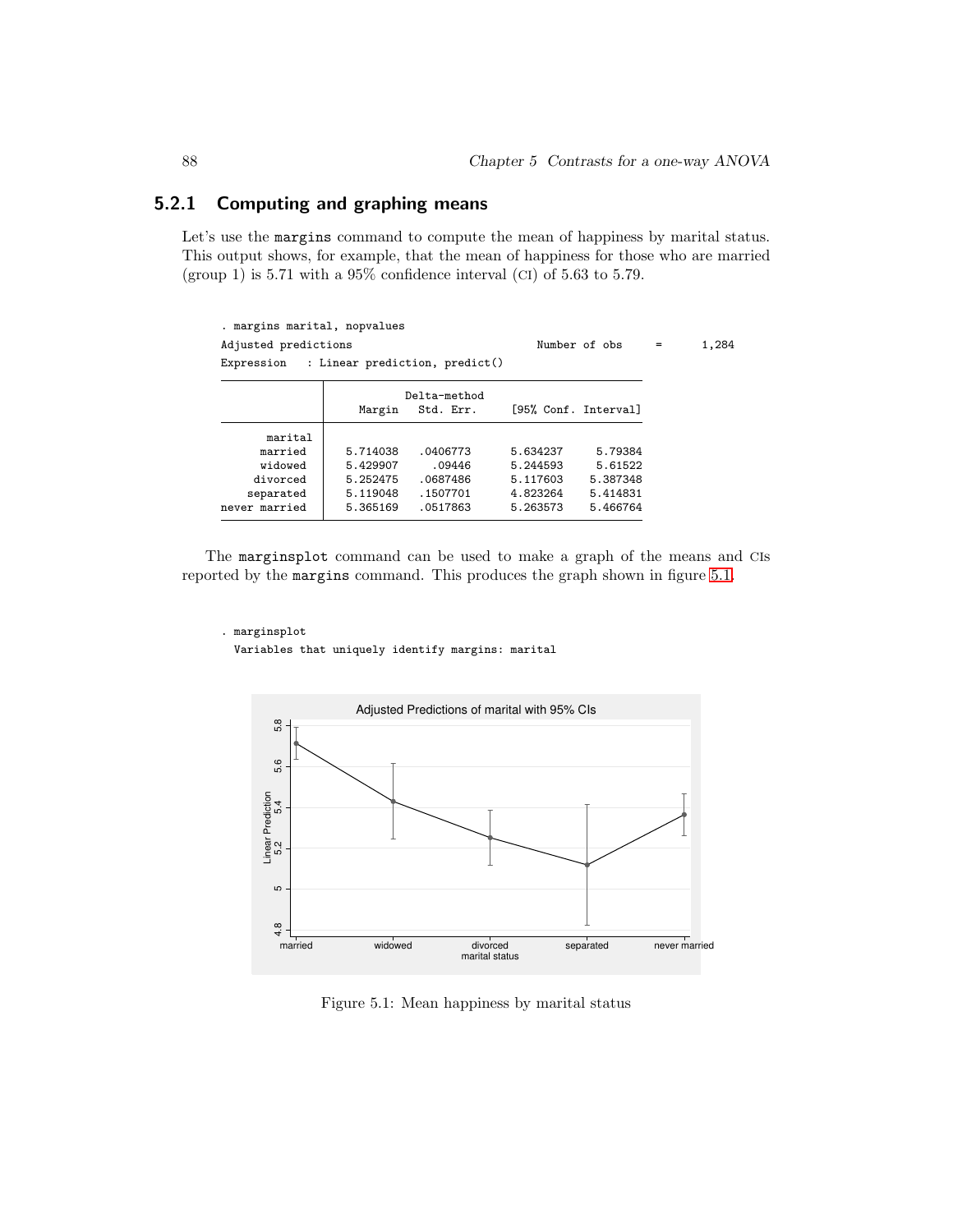### 5.2.1 Computing and graphing means

Let's use the `margins` command to compute the mean of happiness by marital status. This output shows, for example, that the mean of happiness for those who are married (group 1) is 5.71 with a 95% confidence interval (CI) of 5.63 to 5.79.

```
. margins marital, nopvalues
Adjusted predictions                              Number of obs     =      1,284
Expression   : Linear prediction, predict()

----------------------------------------------------------------
                |            Delta-method
                |     Margin   Std. Err.     [95% Conf. Interval]
----------------+-----------------------------------------------
        marital |
        married |   5.714038   .0406773      5.634237     5.79384
        widowed |   5.429907     .09446      5.244593     5.61522
       divorced |   5.252475   .0687486      5.117603    5.387348
      separated |   5.119048   .1507701      4.823264    5.414831
  never married |   5.365169   .0517863      5.263573    5.466764
----------------------------------------------------------------
```

The `marginsplot` command can be used to make a graph of the means and CIs reported by the `margins` command. This produces the graph shown in figure 5.1.

```
. marginsplot
  Variables that uniquely identify margins: marital
```

Figure 5.1: Mean happiness by marital status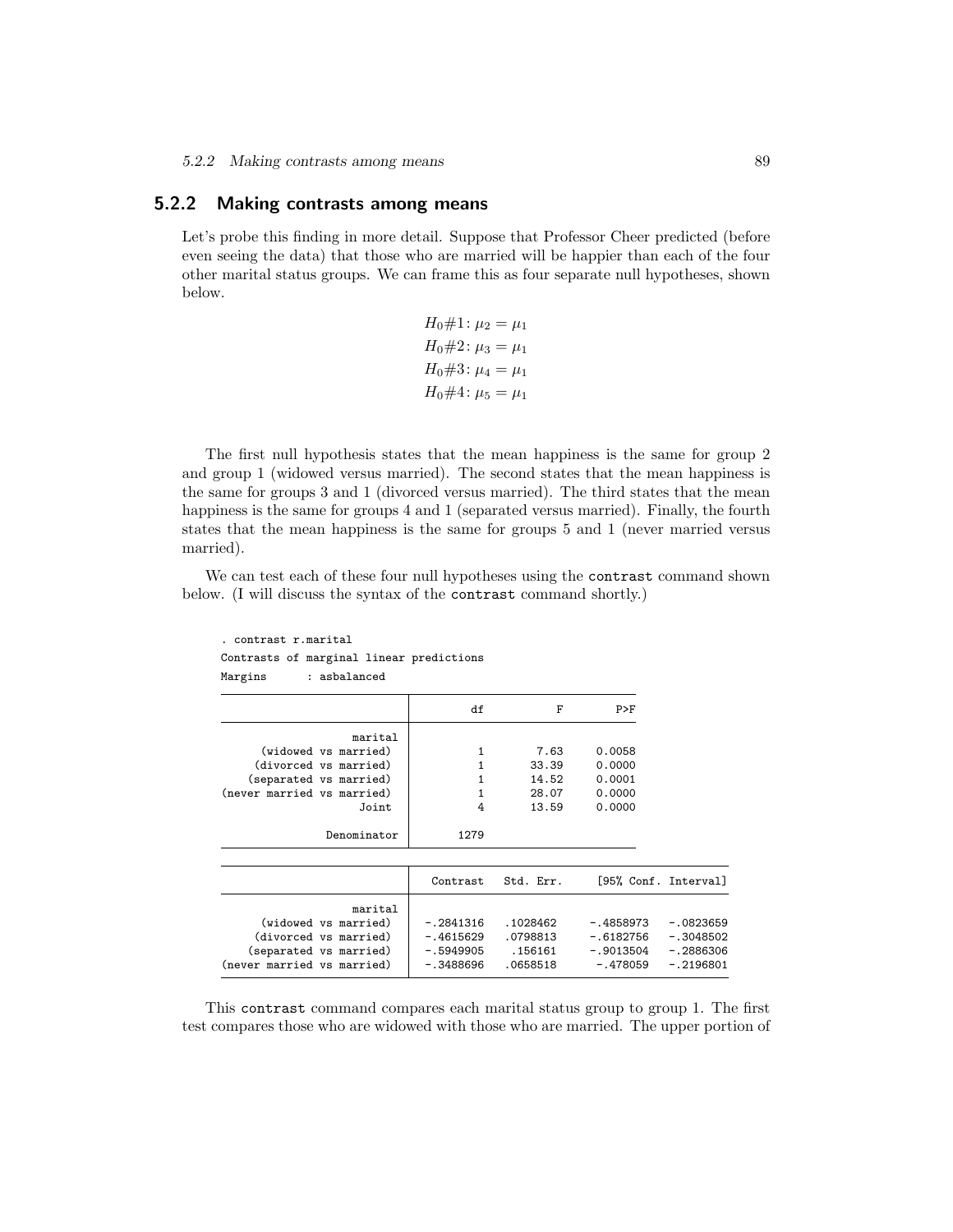### 5.2.2 Making contrasts among means

Let's probe this finding in more detail. Suppose that Professor Cheer predicted (before even seeing the data) that those who are married will be happier than each of the four other marital status groups. We can frame this as four separate null hypotheses, shown below.

$$H_0\#1\colon \mu_2 = \mu_1$$
$$H_0\#2\colon \mu_3 = \mu_1$$
$$H_0\#3\colon \mu_4 = \mu_1$$
$$H_0\#4\colon \mu_5 = \mu_1$$

The first null hypothesis states that the mean happiness is the same for group 2 and group 1 (widowed versus married). The second states that the mean happiness is the same for groups 3 and 1 (divorced versus married). The third states that the mean happiness is the same for groups 4 and 1 (separated versus married). Finally, the fourth states that the mean happiness is the same for groups 5 and 1 (never married versus married).

We can test each of these four null hypotheses using the `contrast` command shown below. (I will discuss the syntax of the `contrast` command shortly.)

```
. contrast r.marital
Contrasts of marginal linear predictions
Margins      : asbalanced

------------------------------------------------
                           |         df        F        P>F
---------------------------+--------------------------------
                   marital |
      (widowed vs married) |          1      7.63     0.0058
     (divorced vs married) |          1     33.39     0.0000
    (separated vs married) |          1     14.52     0.0001
(never married vs married) |          1     28.07     0.0000
                     Joint |          4     13.59     0.0000
                           |
               Denominator |       1279
------------------------------------------------

------------------------------------------------------------------------------
                           |   Contrast   Std. Err.     [95% Conf. Interval]
---------------------------+--------------------------------------------------
                   marital |
      (widowed vs married) |  -.2841316   .1028462     -.4858973   -.0823659
     (divorced vs married) |  -.4615629   .0798813     -.6182756   -.3048502
    (separated vs married) |  -.5949905    .156161     -.9013504   -.2886306
(never married vs married) |  -.3488696   .0658518      -.478059   -.2196801
------------------------------------------------------------------------------
```

This `contrast` command compares each marital status group to group 1. The first test compares those who are widowed with those who are married. The upper portion of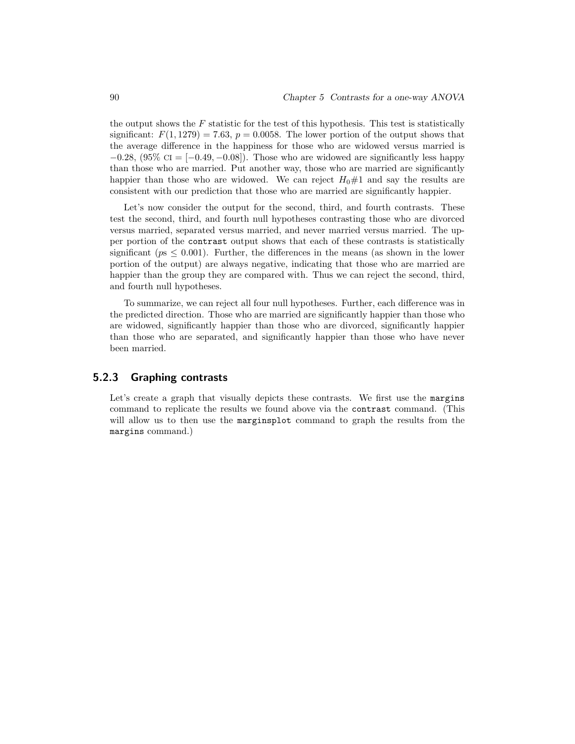the output shows the $F$ statistic for the test of this hypothesis. This test is statistically significant: $F(1, 1279) = 7.63$, $p = 0.0058$. The lower portion of the output shows that the average difference in the happiness for those who are widowed versus married is $-0.28$, (95% CI = $[-0.49, -0.08]$). Those who are widowed are significantly less happy than those who are married. Put another way, those who are married are significantly happier than those who are widowed. We can reject $H_0\#1$ and say the results are consistent with our prediction that those who are married are significantly happier.

Let's now consider the output for the second, third, and fourth contrasts. These test the second, third, and fourth null hypotheses contrasting those who are divorced versus married, separated versus married, and never married versus married. The upper portion of the `contrast` output shows that each of these contrasts is statistically significant ($p$s $\leq 0.001$). Further, the differences in the means (as shown in the lower portion of the output) are always negative, indicating that those who are married are happier than the group they are compared with. Thus we can reject the second, third, and fourth null hypotheses.

To summarize, we can reject all four null hypotheses. Further, each difference was in the predicted direction. Those who are married are significantly happier than those who are widowed, significantly happier than those who are divorced, significantly happier than those who are separated, and significantly happier than those who have never been married.

### 5.2.3 Graphing contrasts

Let's create a graph that visually depicts these contrasts. We first use the `margins` command to replicate the results we found above via the `contrast` command. (This will allow us to then use the `marginsplot` command to graph the results from the `margins` command.)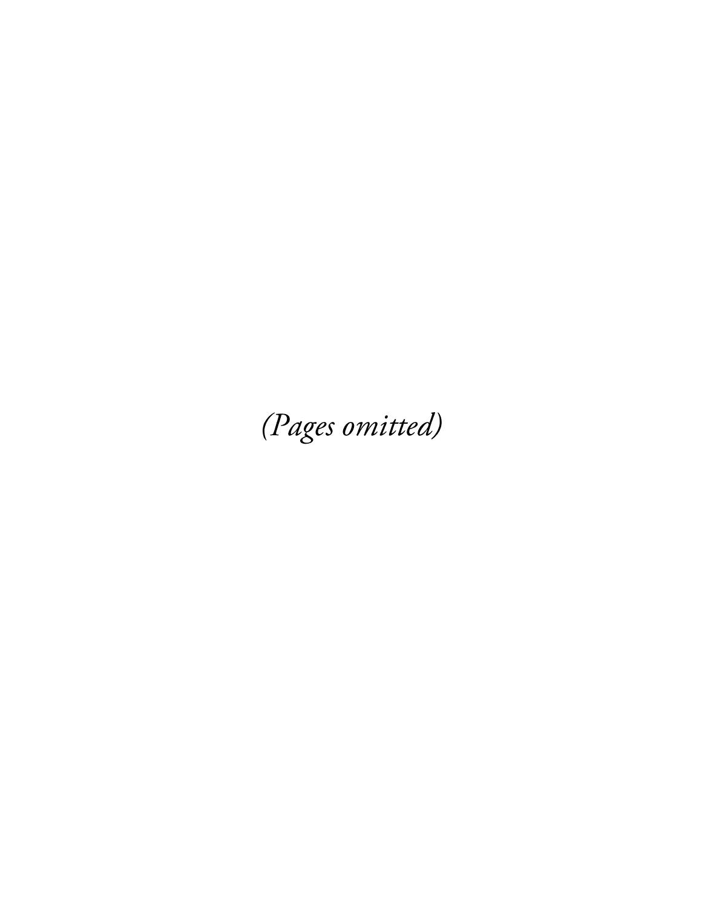*(Pages omitted)*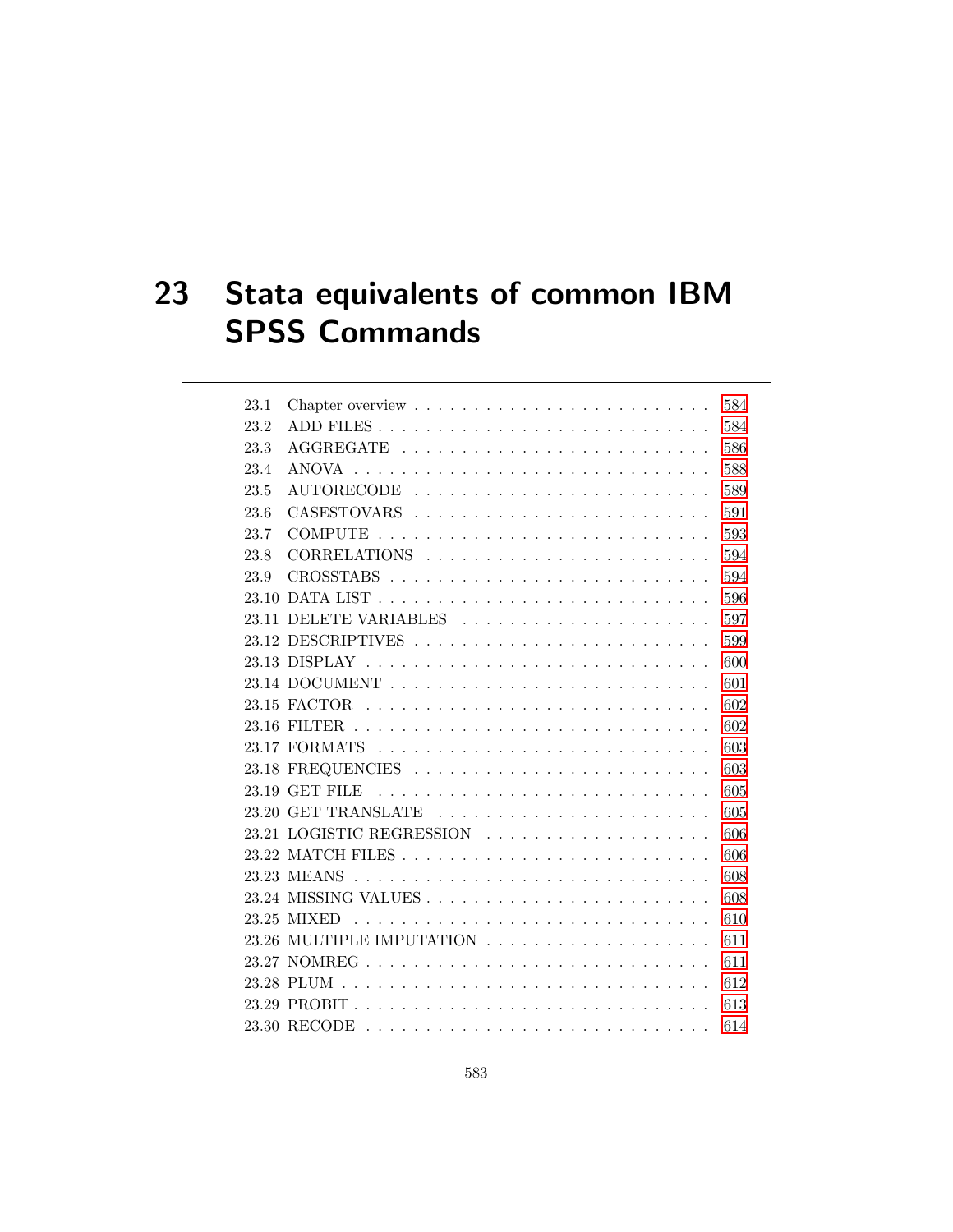# 23 Stata equivalents of common IBM SPSS Commands

| | | |
|---|---|---|
| 23.1 | Chapter overview | 584 |
| 23.2 | ADD FILES | 584 |
| 23.3 | AGGREGATE | 586 |
| 23.4 | ANOVA | 588 |
| 23.5 | AUTORECODE | 589 |
| 23.6 | CASESTOVARS | 591 |
| 23.7 | COMPUTE | 593 |
| 23.8 | CORRELATIONS | 594 |
| 23.9 | CROSSTABS | 594 |
| 23.10 | DATA LIST | 596 |
| 23.11 | DELETE VARIABLES | 597 |
| 23.12 | DESCRIPTIVES | 599 |
| 23.13 | DISPLAY | 600 |
| 23.14 | DOCUMENT | 601 |
| 23.15 | FACTOR | 602 |
| 23.16 | FILTER | 602 |
| 23.17 | FORMATS | 603 |
| 23.18 | FREQUENCIES | 603 |
| 23.19 | GET FILE | 605 |
| 23.20 | GET TRANSLATE | 605 |
| 23.21 | LOGISTIC REGRESSION | 606 |
| 23.22 | MATCH FILES | 606 |
| 23.23 | MEANS | 608 |
| 23.24 | MISSING VALUES | 608 |
| 23.25 | MIXED | 610 |
| 23.26 | MULTIPLE IMPUTATION | 611 |
| 23.27 | NOMREG | 611 |
| 23.28 | PLUM | 612 |
| 23.29 | PROBIT | 613 |
| 23.30 | RECODE | 614 |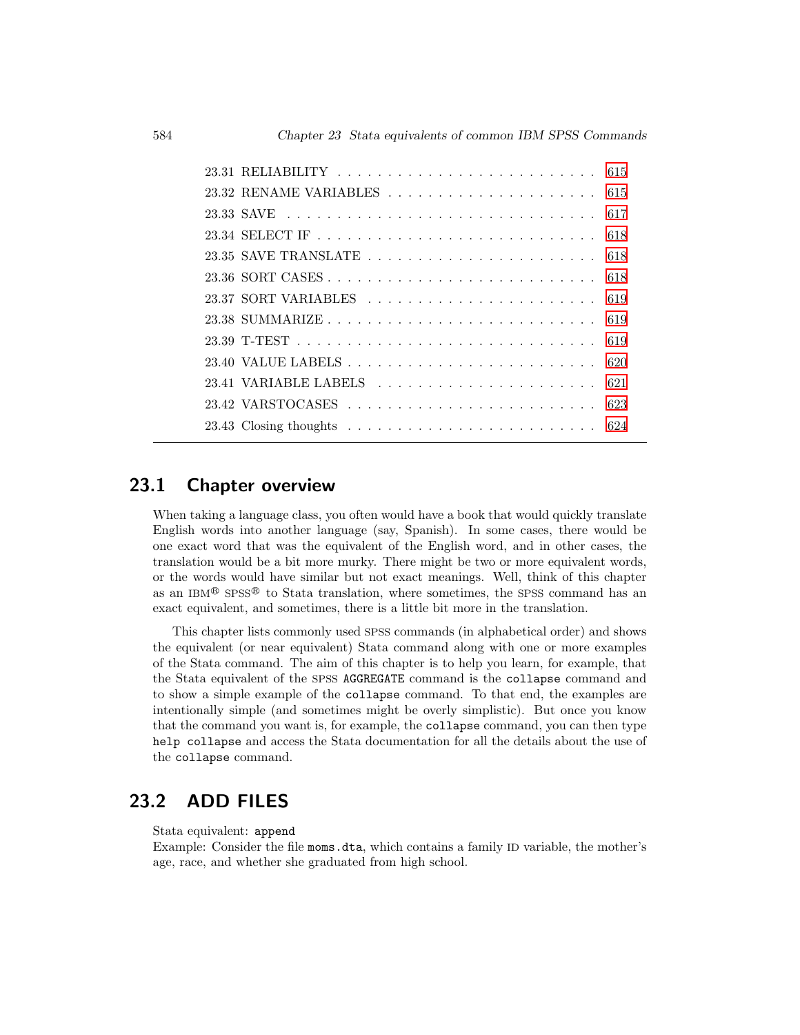| | | |
|---|---|---|
| 23.31 | RELIABILITY | 615 |
| 23.32 | RENAME VARIABLES | 615 |
| 23.33 | SAVE | 617 |
| 23.34 | SELECT IF | 618 |
| 23.35 | SAVE TRANSLATE | 618 |
| 23.36 | SORT CASES | 618 |
| 23.37 | SORT VARIABLES | 619 |
| 23.38 | SUMMARIZE | 619 |
| 23.39 | T-TEST | 619 |
| 23.40 | VALUE LABELS | 620 |
| 23.41 | VARIABLE LABELS | 621 |
| 23.42 | VARSTOCASES | 623 |
| 23.43 | Closing thoughts | 624 |

## 23.1 Chapter overview

When taking a language class, you often would have a book that would quickly translate English words into another language (say, Spanish). In some cases, there would be one exact word that was the equivalent of the English word, and in other cases, the translation would be a bit more murky. There might be two or more equivalent words, or the words would have similar but not exact meanings. Well, think of this chapter as an IBM® SPSS® to Stata translation, where sometimes, the SPSS command has an exact equivalent, and sometimes, there is a little bit more in the translation.

This chapter lists commonly used SPSS commands (in alphabetical order) and shows the equivalent (or near equivalent) Stata command along with one or more examples of the Stata command. The aim of this chapter is to help you learn, for example, that the Stata equivalent of the SPSS `AGGREGATE` command is the `collapse` command and to show a simple example of the `collapse` command. To that end, the examples are intentionally simple (and sometimes might be overly simplistic). But once you know that the command you want is, for example, the `collapse` command, you can then type `help collapse` and access the Stata documentation for all the details about the use of the `collapse` command.

## 23.2 ADD FILES

Stata equivalent: `append`
Example: Consider the file `moms.dta`, which contains a family ID variable, the mother's age, race, and whether she graduated from high school.